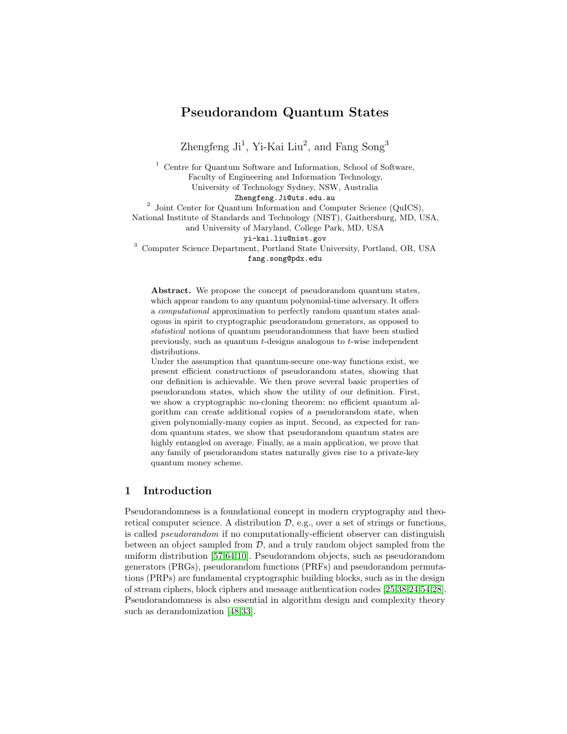# Pseudorandom Quantum States

Zhengfeng Ji[1], Yi-Kai Liu[2], and Fang Song[3]

[1] Centre for Quantum Software and Information, School of Software, Faculty of Engineering and Information Technology, University of Technology Sydney, NSW, Australia
`Zhengfeng.Ji@uts.edu.au`

[2] Joint Center for Quantum Information and Computer Science (QuICS), National Institute of Standards and Technology (NIST), Gaithersburg, MD, USA, and University of Maryland, College Park, MD, USA
`yi-kai.liu@nist.gov`

[3] Computer Science Department, Portland State University, Portland, OR, USA
`fang.song@pdx.edu`

**Abstract.** We propose the concept of pseudorandom quantum states, which appear random to any quantum polynomial-time adversary. It offers a *computational* approximation to perfectly random quantum states analogous in spirit to cryptographic pseudorandom generators, as opposed to *statistical* notions of quantum pseudorandomness that have been studied previously, such as quantum $t$-designs analogous to $t$-wise independent distributions.

Under the assumption that quantum-secure one-way functions exist, we present efficient constructions of pseudorandom states, showing that our definition is achievable. We then prove several basic properties of pseudorandom states, which show the utility of our definition. First, we show a cryptographic no-cloning theorem: no efficient quantum algorithm can create additional copies of a pseudorandom state, when given polynomially-many copies as input. Second, as expected for random quantum states, we show that pseudorandom quantum states are highly entangled on average. Finally, as a main application, we prove that any family of pseudorandom states naturally gives rise to a private-key quantum money scheme.

## 1 Introduction

Pseudorandomness is a foundational concept in modern cryptography and theoretical computer science. A distribution $\mathcal{D}$, e.g., over a set of strings or functions, is called *pseudorandom* if no computationally-efficient observer can distinguish between an object sampled from $\mathcal{D}$, and a truly random object sampled from the uniform distribution [57,64,10]. Pseudorandom objects, such as pseudorandom generators (PRGs), pseudorandom functions (PRFs) and pseudorandom permutations (PRPs) are fundamental cryptographic building blocks, such as in the design of stream ciphers, block ciphers and message authentication codes [25,38,24,54,28]. Pseudorandomness is also essential in algorithm design and complexity theory such as derandomization [48,33].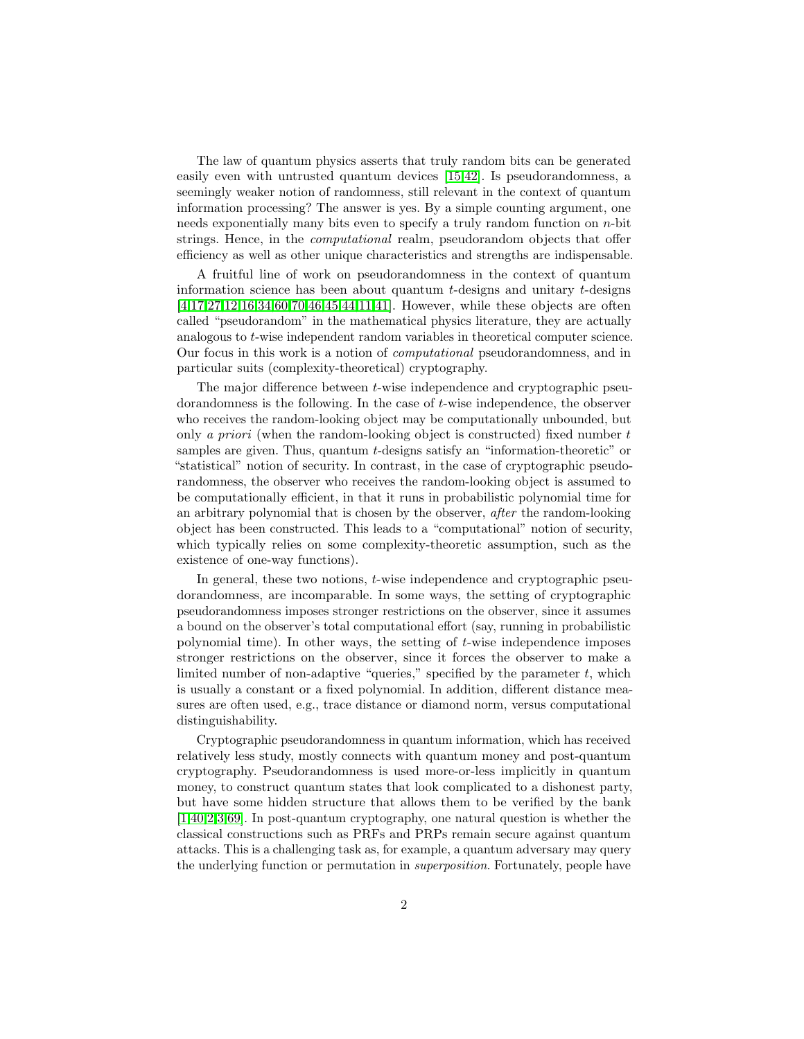The law of quantum physics asserts that truly random bits can be generated easily even with untrusted quantum devices [15,42]. Is pseudorandomness, a seemingly weaker notion of randomness, still relevant in the context of quantum information processing? The answer is yes. By a simple counting argument, one needs exponentially many bits even to specify a truly random function on $n$-bit strings. Hence, in the *computational* realm, pseudorandom objects that offer efficiency as well as other unique characteristics and strengths are indispensable.

A fruitful line of work on pseudorandomness in the context of quantum information science has been about quantum $t$-designs and unitary $t$-designs [4,17,27,12,16,34,60,70,46,45,44,11,41]. However, while these objects are often called "pseudorandom" in the mathematical physics literature, they are actually analogous to $t$-wise independent random variables in theoretical computer science. Our focus in this work is a notion of *computational* pseudorandomness, and in particular suits (complexity-theoretical) cryptography.

The major difference between $t$-wise independence and cryptographic pseudorandomness is the following. In the case of $t$-wise independence, the observer who receives the random-looking object may be computationally unbounded, but only *a priori* (when the random-looking object is constructed) fixed number $t$ samples are given. Thus, quantum $t$-designs satisfy an "information-theoretic" or "statistical" notion of security. In contrast, in the case of cryptographic pseudorandomness, the observer who receives the random-looking object is assumed to be computationally efficient, in that it runs in probabilistic polynomial time for an arbitrary polynomial that is chosen by the observer, *after* the random-looking object has been constructed. This leads to a "computational" notion of security, which typically relies on some complexity-theoretic assumption, such as the existence of one-way functions).

In general, these two notions, $t$-wise independence and cryptographic pseudorandomness, are incomparable. In some ways, the setting of cryptographic pseudorandomness imposes stronger restrictions on the observer, since it assumes a bound on the observer's total computational effort (say, running in probabilistic polynomial time). In other ways, the setting of $t$-wise independence imposes stronger restrictions on the observer, since it forces the observer to make a limited number of non-adaptive "queries," specified by the parameter $t$, which is usually a constant or a fixed polynomial. In addition, different distance measures are often used, e.g., trace distance or diamond norm, versus computational distinguishability.

Cryptographic pseudorandomness in quantum information, which has received relatively less study, mostly connects with quantum money and post-quantum cryptography. Pseudorandomness is used more-or-less implicitly in quantum money, to construct quantum states that look complicated to a dishonest party, but have some hidden structure that allows them to be verified by the bank [1,40,2,3,69]. In post-quantum cryptography, one natural question is whether the classical constructions such as PRFs and PRPs remain secure against quantum attacks. This is a challenging task as, for example, a quantum adversary may query the underlying function or permutation in *superposition*. Fortunately, people have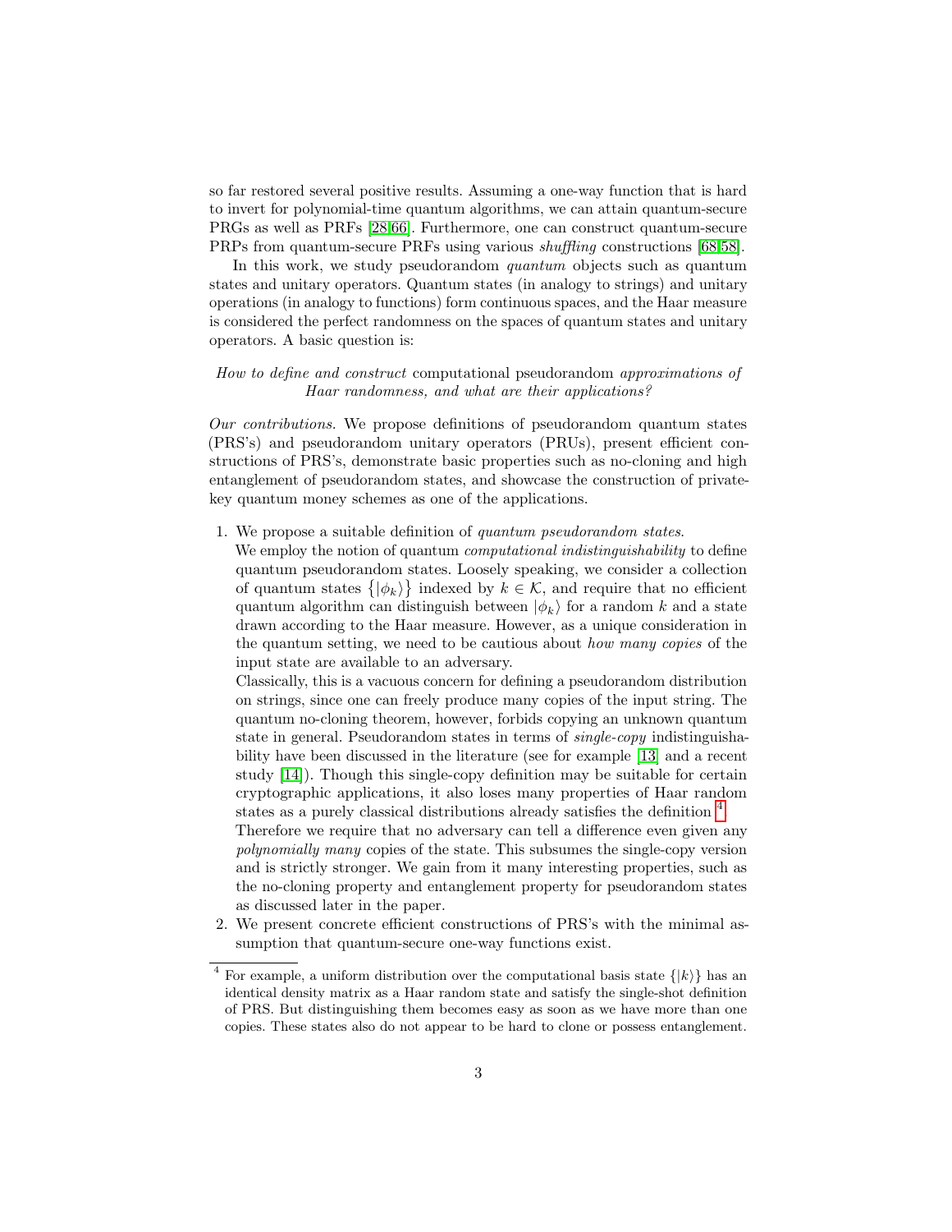so far restored several positive results. Assuming a one-way function that is hard to invert for polynomial-time quantum algorithms, we can attain quantum-secure PRGs as well as PRFs [28,66]. Furthermore, one can construct quantum-secure PRPs from quantum-secure PRFs using various *shuffling* constructions [68,58].

In this work, we study pseudorandom *quantum* objects such as quantum states and unitary operators. Quantum states (in analogy to strings) and unitary operations (in analogy to functions) form continuous spaces, and the Haar measure is considered the perfect randomness on the spaces of quantum states and unitary operators. A basic question is:

*How to define and construct* computational pseudorandom *approximations of Haar randomness, and what are their applications?*

*Our contributions.* We propose definitions of pseudorandom quantum states (PRS's) and pseudorandom unitary operators (PRUs), present efficient constructions of PRS's, demonstrate basic properties such as no-cloning and high entanglement of pseudorandom states, and showcase the construction of private-key quantum money schemes as one of the applications.

1. We propose a suitable definition of *quantum pseudorandom states*.
   We employ the notion of quantum *computational indistinguishability* to define quantum pseudorandom states. Loosely speaking, we consider a collection of quantum states $\{|\phi_k\rangle\}$ indexed by $k \in \mathcal{K}$, and require that no efficient quantum algorithm can distinguish between $|\phi_k\rangle$ for a random $k$ and a state drawn according to the Haar measure. However, as a unique consideration in the quantum setting, we need to be cautious about *how many copies* of the input state are available to an adversary.
   Classically, this is a vacuous concern for defining a pseudorandom distribution on strings, since one can freely produce many copies of the input string. The quantum no-cloning theorem, however, forbids copying an unknown quantum state in general. Pseudorandom states in terms of *single-copy* indistinguishability have been discussed in the literature (see for example [13] and a recent study [14]). Though this single-copy definition may be suitable for certain cryptographic applications, it also loses many properties of Haar random states as a purely classical distributions already satisfies the definition [4].
   Therefore we require that no adversary can tell a difference even given any *polynomially many* copies of the state. This subsumes the single-copy version and is strictly stronger. We gain from it many interesting properties, such as the no-cloning property and entanglement property for pseudorandom states as discussed later in the paper.
2. We present concrete efficient constructions of PRS's with the minimal assumption that quantum-secure one-way functions exist.

[4] For example, a uniform distribution over the computational basis state $\{|k\rangle\}$ has an identical density matrix as a Haar random state and satisfy the single-shot definition of PRS. But distinguishing them becomes easy as soon as we have more than one copies. These states also do not appear to be hard to clone or possess entanglement.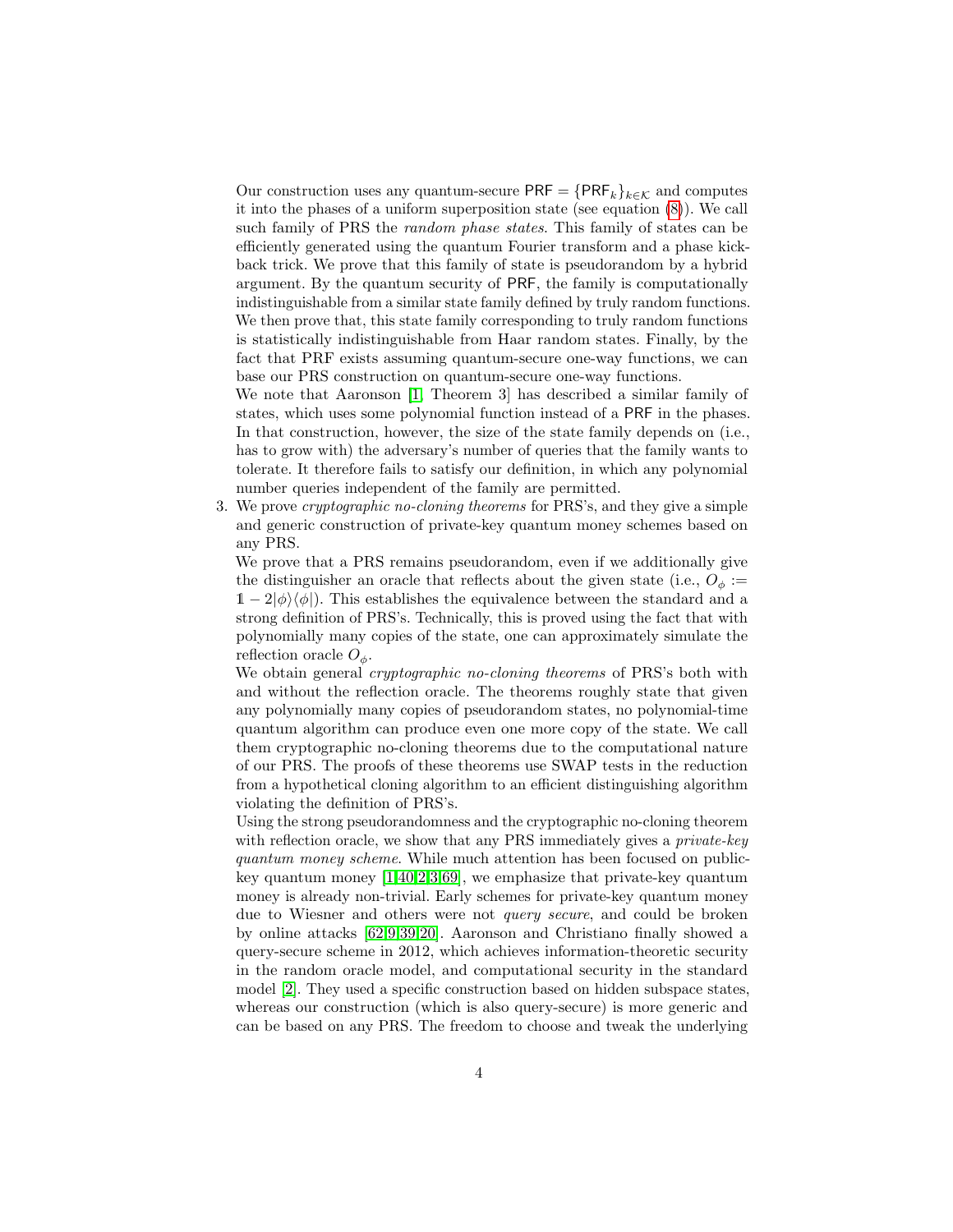Our construction uses any quantum-secure $\mathsf{PRF} = \{\mathsf{PRF}_k\}_{k \in \mathcal{K}}$ and computes it into the phases of a uniform superposition state (see equation (8)). We call such family of PRS the *random phase states*. This family of states can be efficiently generated using the quantum Fourier transform and a phase kick-back trick. We prove that this family of state is pseudorandom by a hybrid argument. By the quantum security of $\mathsf{PRF}$, the family is computationally indistinguishable from a similar state family defined by truly random functions. We then prove that, this state family corresponding to truly random functions is statistically indistinguishable from Haar random states. Finally, by the fact that PRF exists assuming quantum-secure one-way functions, we can base our PRS construction on quantum-secure one-way functions.

We note that Aaronson [1, Theorem 3] has described a similar family of states, which uses some polynomial function instead of a $\mathsf{PRF}$ in the phases. In that construction, however, the size of the state family depends on (i.e., has to grow with) the adversary's number of queries that the family wants to tolerate. It therefore fails to satisfy our definition, in which any polynomial number queries independent of the family are permitted.

3. We prove *cryptographic no-cloning theorems* for PRS's, and they give a simple and generic construction of private-key quantum money schemes based on any PRS.

   We prove that a PRS remains pseudorandom, even if we additionally give the distinguisher an oracle that reflects about the given state (i.e., $O_\phi := \mathbb{1} - 2|\phi\rangle\langle\phi|$). This establishes the equivalence between the standard and a strong definition of PRS's. Technically, this is proved using the fact that with polynomially many copies of the state, one can approximately simulate the reflection oracle $O_\phi$.

   We obtain general *cryptographic no-cloning theorems* of PRS's both with and without the reflection oracle. The theorems roughly state that given any polynomially many copies of pseudorandom states, no polynomial-time quantum algorithm can produce even one more copy of the state. We call them cryptographic no-cloning theorems due to the computational nature of our PRS. The proofs of these theorems use SWAP tests in the reduction from a hypothetical cloning algorithm to an efficient distinguishing algorithm violating the definition of PRS's.

   Using the strong pseudorandomness and the cryptographic no-cloning theorem with reflection oracle, we show that any PRS immediately gives a *private-key quantum money scheme*. While much attention has been focused on public-key quantum money [1,40,2,3,69], we emphasize that private-key quantum money is already non-trivial. Early schemes for private-key quantum money due to Wiesner and others were not *query secure*, and could be broken by online attacks [62,9,39,20]. Aaronson and Christiano finally showed a query-secure scheme in 2012, which achieves information-theoretic security in the random oracle model, and computational security in the standard model [2]. They used a specific construction based on hidden subspace states, whereas our construction (which is also query-secure) is more generic and can be based on any PRS. The freedom to choose and tweak the underlying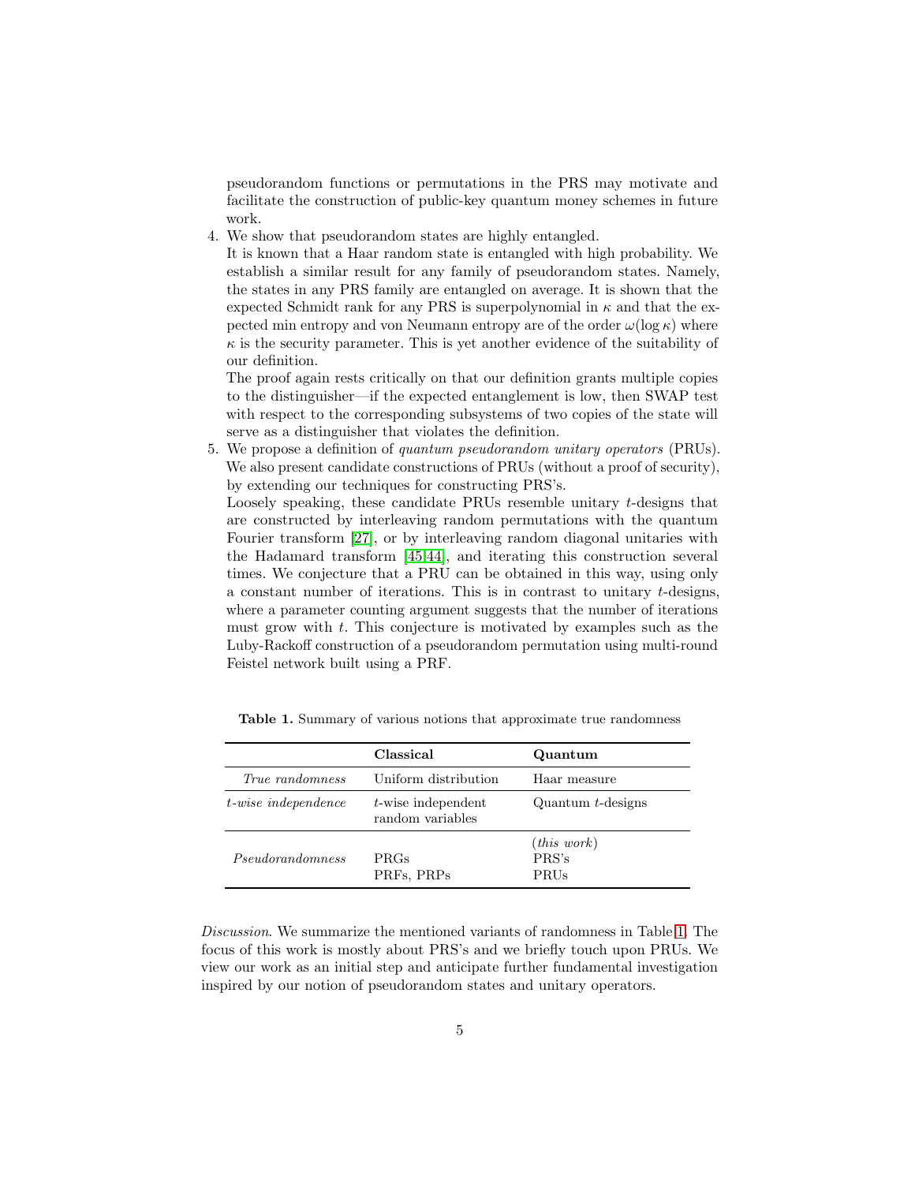pseudorandom functions or permutations in the PRS may motivate and facilitate the construction of public-key quantum money schemes in future work.

4. We show that pseudorandom states are highly entangled.
   It is known that a Haar random state is entangled with high probability. We establish a similar result for any family of pseudorandom states. Namely, the states in any PRS family are entangled on average. It is shown that the expected Schmidt rank for any PRS is superpolynomial in $\kappa$ and that the expected min entropy and von Neumann entropy are of the order $\omega(\log \kappa)$ where $\kappa$ is the security parameter. This is yet another evidence of the suitability of our definition.
   The proof again rests critically on that our definition grants multiple copies to the distinguisher—if the expected entanglement is low, then SWAP test with respect to the corresponding subsystems of two copies of the state will serve as a distinguisher that violates the definition.
5. We propose a definition of *quantum pseudorandom unitary operators* (PRUs). We also present candidate constructions of PRUs (without a proof of security), by extending our techniques for constructing PRS's.
   Loosely speaking, these candidate PRUs resemble unitary $t$-designs that are constructed by interleaving random permutations with the quantum Fourier transform [27], or by interleaving random diagonal unitaries with the Hadamard transform [45,44], and iterating this construction several times. We conjecture that a PRU can be obtained in this way, using only a constant number of iterations. This is in contrast to unitary $t$-designs, where a parameter counting argument suggests that the number of iterations must grow with $t$. This conjecture is motivated by examples such as the Luby-Rackoff construction of a pseudorandom permutation using multi-round Feistel network built using a PRF.

**Table 1.** Summary of various notions that approximate true randomness

| | **Classical** | **Quantum** |
|---|---|---|
| *True randomness* | Uniform distribution | Haar measure |
| *t-wise independence* | $t$-wise independent random variables | Quantum $t$-designs |
| *Pseudorandomness* | PRGs<br>PRFs, PRPs | (*this work*)<br>PRS's<br>PRUs |

*Discussion*. We summarize the mentioned variants of randomness in Table 1. The focus of this work is mostly about PRS's and we briefly touch upon PRUs. We view our work as an initial step and anticipate further fundamental investigation inspired by our notion of pseudorandom states and unitary operators.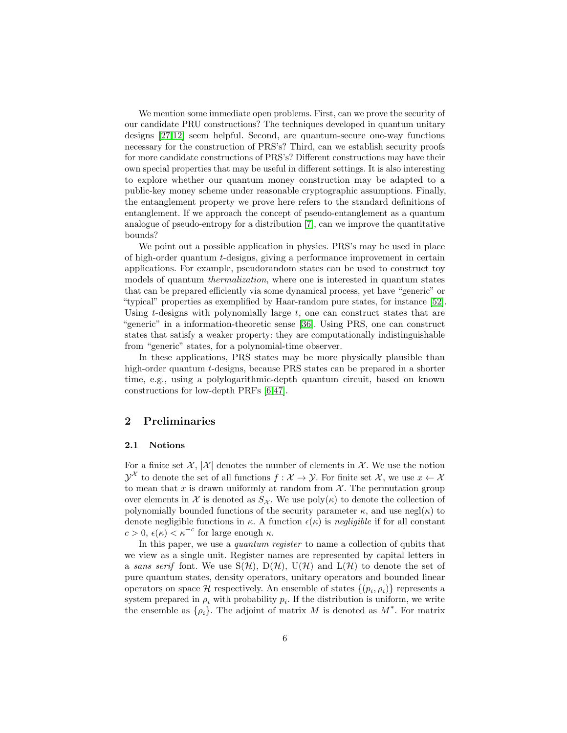We mention some immediate open problems. First, can we prove the security of our candidate PRU constructions? The techniques developed in quantum unitary designs [27,12] seem helpful. Second, are quantum-secure one-way functions necessary for the construction of PRS's? Third, can we establish security proofs for more candidate constructions of PRS's? Different constructions may have their own special properties that may be useful in different settings. It is also interesting to explore whether our quantum money construction may be adapted to a public-key money scheme under reasonable cryptographic assumptions. Finally, the entanglement property we prove here refers to the standard definitions of entanglement. If we approach the concept of pseudo-entanglement as a quantum analogue of pseudo-entropy for a distribution [7], can we improve the quantitative bounds?

We point out a possible application in physics. PRS's may be used in place of high-order quantum $t$-designs, giving a performance improvement in certain applications. For example, pseudorandom states can be used to construct toy models of quantum *thermalization*, where one is interested in quantum states that can be prepared efficiently via some dynamical process, yet have "generic" or "typical" properties as exemplified by Haar-random pure states, for instance [52]. Using $t$-designs with polynomially large $t$, one can construct states that are "generic" in a information-theoretic sense [36]. Using PRS, one can construct states that satisfy a weaker property: they are computationally indistinguishable from "generic" states, for a polynomial-time observer.

In these applications, PRS states may be more physically plausible than high-order quantum $t$-designs, because PRS states can be prepared in a shorter time, e.g., using a polylogarithmic-depth quantum circuit, based on known constructions for low-depth PRFs [6,47].

## 2 Preliminaries

### 2.1 Notions

For a finite set $\mathcal{X}$, $|\mathcal{X}|$ denotes the number of elements in $\mathcal{X}$. We use the notion $\mathcal{Y}^{\mathcal{X}}$ to denote the set of all functions $f : \mathcal{X} \to \mathcal{Y}$. For finite set $\mathcal{X}$, we use $x \leftarrow \mathcal{X}$ to mean that $x$ is drawn uniformly at random from $\mathcal{X}$. The permutation group over elements in $\mathcal{X}$ is denoted as $S_{\mathcal{X}}$. We use $\mathrm{poly}(\kappa)$ to denote the collection of polynomially bounded functions of the security parameter $\kappa$, and use $\mathrm{negl}(\kappa)$ to denote negligible functions in $\kappa$. A function $\epsilon(\kappa)$ is *negligible* if for all constant $c > 0$, $\epsilon(\kappa) < \kappa^{-c}$ for large enough $\kappa$.

In this paper, we use a *quantum register* to name a collection of qubits that we view as a single unit. Register names are represented by capital letters in a *sans serif* font. We use $\mathrm{S}(\mathcal{H})$, $\mathrm{D}(\mathcal{H})$, $\mathrm{U}(\mathcal{H})$ and $\mathrm{L}(\mathcal{H})$ to denote the set of pure quantum states, density operators, unitary operators and bounded linear operators on space $\mathcal{H}$ respectively. An ensemble of states $\{(p_i, \rho_i)\}$ represents a system prepared in $\rho_i$ with probability $p_i$. If the distribution is uniform, we write the ensemble as $\{\rho_i\}$. The adjoint of matrix $M$ is denoted as $M^*$. For matrix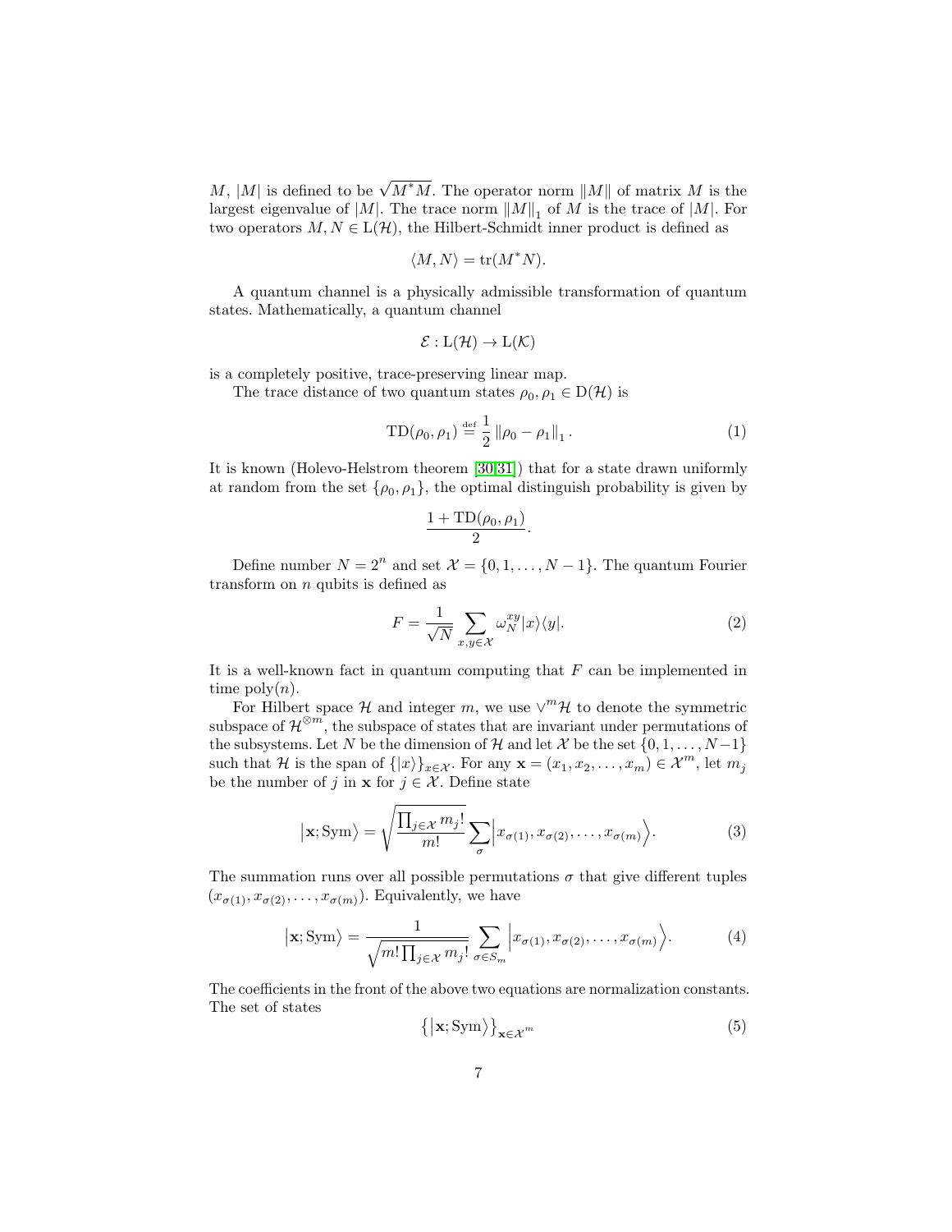$M$, $|M|$ is defined to be $\sqrt{M^*M}$. The operator norm $\|M\|$ of matrix $M$ is the largest eigenvalue of $|M|$. The trace norm $\|M\|_1$ of $M$ is the trace of $|M|$. For two operators $M, N \in \mathrm{L}(\mathcal{H})$, the Hilbert-Schmidt inner product is defined as

$$\langle M, N \rangle = \mathrm{tr}(M^* N).$$

A quantum channel is a physically admissible transformation of quantum states. Mathematically, a quantum channel

$$\mathcal{E} : \mathrm{L}(\mathcal{H}) \to \mathrm{L}(\mathcal{K})$$

is a completely positive, trace-preserving linear map.

The trace distance of two quantum states $\rho_0, \rho_1 \in \mathrm{D}(\mathcal{H})$ is

$$\mathrm{TD}(\rho_0, \rho_1) \stackrel{\text{def}}{=} \frac{1}{2} \left\| \rho_0 - \rho_1 \right\|_1. \tag{1}$$

It is known (Holevo-Helstrom theorem [30,31]) that for a state drawn uniformly at random from the set $\{\rho_0, \rho_1\}$, the optimal distinguish probability is given by

$$\frac{1 + \mathrm{TD}(\rho_0, \rho_1)}{2}.$$

Define number $N = 2^n$ and set $\mathcal{X} = \{0, 1, \ldots, N-1\}$. The quantum Fourier transform on $n$ qubits is defined as

$$F = \frac{1}{\sqrt{N}} \sum_{x,y \in \mathcal{X}} \omega_N^{xy} |x\rangle\langle y|. \tag{2}$$

It is a well-known fact in quantum computing that $F$ can be implemented in time $\mathrm{poly}(n)$.

For Hilbert space $\mathcal{H}$ and integer $m$, we use $\vee^m \mathcal{H}$ to denote the symmetric subspace of $\mathcal{H}^{\otimes m}$, the subspace of states that are invariant under permutations of the subsystems. Let $N$ be the dimension of $\mathcal{H}$ and let $\mathcal{X}$ be the set $\{0, 1, \ldots, N-1\}$ such that $\mathcal{H}$ is the span of $\{|x\rangle\}_{x \in \mathcal{X}}$. For any $\mathbf{x} = (x_1, x_2, \ldots, x_m) \in \mathcal{X}^m$, let $m_j$ be the number of $j$ in $\mathbf{x}$ for $j \in \mathcal{X}$. Define state

$$\big|\mathbf{x}; \mathrm{Sym}\big\rangle = \sqrt{\frac{\prod_{j \in \mathcal{X}} m_j!}{m!}} \sum_{\sigma} \Big| x_{\sigma(1)}, x_{\sigma(2)}, \ldots, x_{\sigma(m)} \Big\rangle. \tag{3}$$

The summation runs over all possible permutations $\sigma$ that give different tuples $(x_{\sigma(1)}, x_{\sigma(2)}, \ldots, x_{\sigma(m)})$. Equivalently, we have

$$\big|\mathbf{x}; \mathrm{Sym}\big\rangle = \frac{1}{\sqrt{m! \prod_{j \in \mathcal{X}} m_j!}} \sum_{\sigma \in S_m} \Big| x_{\sigma(1)}, x_{\sigma(2)}, \ldots, x_{\sigma(m)} \Big\rangle. \tag{4}$$

The coefficients in the front of the above two equations are normalization constants. The set of states

$$\big\{ \big|\mathbf{x}; \mathrm{Sym}\big\rangle \big\}_{\mathbf{x} \in \mathcal{X}^m} \tag{5}$$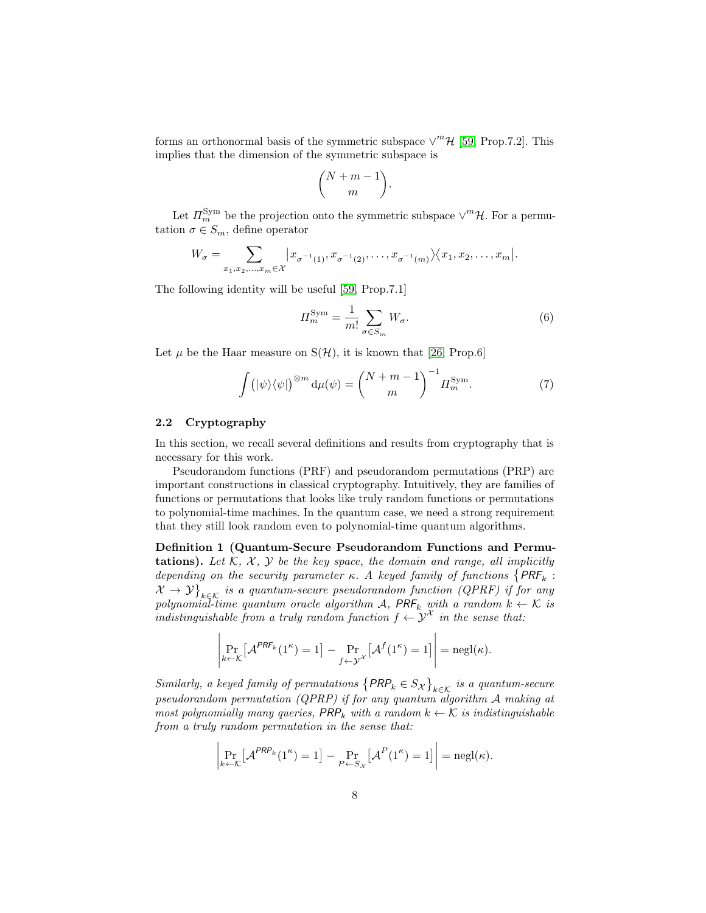forms an orthonormal basis of the symmetric subspace $\vee^m \mathcal{H}$ [59, Prop.7.2]. This implies that the dimension of the symmetric subspace is

$$\binom{N+m-1}{m}.$$

Let $\Pi_m^{\mathrm{Sym}}$ be the projection onto the symmetric subspace $\vee^m \mathcal{H}$. For a permutation $\sigma \in S_m$, define operator

$$W_\sigma = \sum_{x_1, x_2, \ldots, x_m \in \mathcal{X}} \big| x_{\sigma^{-1}(1)}, x_{\sigma^{-1}(2)}, \ldots, x_{\sigma^{-1}(m)} \big\rangle \big\langle x_1, x_2, \ldots, x_m \big|.$$

The following identity will be useful [59, Prop.7.1]

$$\Pi_m^{\mathrm{Sym}} = \frac{1}{m!} \sum_{\sigma \in S_m} W_\sigma. \tag{6}$$

Let $\mu$ be the Haar measure on $\mathrm{S}(\mathcal{H})$, it is known that [26, Prop.6]

$$\int \big(|\psi\rangle\langle\psi|\big)^{\otimes m} \,\mathrm{d}\mu(\psi) = \binom{N+m-1}{m}^{-1} \Pi_m^{\mathrm{Sym}}. \tag{7}$$

### 2.2 Cryptography

In this section, we recall several definitions and results from cryptography that is necessary for this work.

Pseudorandom functions (PRF) and pseudorandom permutations (PRP) are important constructions in classical cryptography. Intuitively, they are families of functions or permutations that looks like truly random functions or permutations to polynomial-time machines. In the quantum case, we need a strong requirement that they still look random even to polynomial-time quantum algorithms.

**Definition 1 (Quantum-Secure Pseudorandom Functions and Permutations).** *Let $\mathcal{K}$, $\mathcal{X}$, $\mathcal{Y}$ be the key space, the domain and range, all implicitly depending on the security parameter $\kappa$. A keyed family of functions $\{\mathsf{PRF}_k : \mathcal{X} \to \mathcal{Y}\}_{k \in \mathcal{K}}$ is a quantum-secure pseudorandom function (QPRF) if for any polynomial-time quantum oracle algorithm $\mathcal{A}$, $\mathsf{PRF}_k$ with a random $k \leftarrow \mathcal{K}$ is indistinguishable from a truly random function $f \leftarrow \mathcal{Y}^{\mathcal{X}}$ in the sense that:*

$$\left| \Pr_{k \leftarrow \mathcal{K}} \big[ \mathcal{A}^{\mathsf{PRF}_k}(1^\kappa) = 1 \big] - \Pr_{f \leftarrow \mathcal{Y}^{\mathcal{X}}} \big[ \mathcal{A}^f(1^\kappa) = 1 \big] \right| = \mathrm{negl}(\kappa).$$

*Similarly, a keyed family of permutations $\{\mathsf{PRP}_k \in S_{\mathcal{X}}\}_{k \in \mathcal{K}}$ is a quantum-secure pseudorandom permutation (QPRP) if for any quantum algorithm $\mathcal{A}$ making at most polynomially many queries, $\mathsf{PRP}_k$ with a random $k \leftarrow \mathcal{K}$ is indistinguishable from a truly random permutation in the sense that:*

$$\left| \Pr_{k \leftarrow \mathcal{K}} \big[ \mathcal{A}^{\mathsf{PRP}_k}(1^\kappa) = 1 \big] - \Pr_{P \leftarrow S_{\mathcal{X}}} \big[ \mathcal{A}^P(1^\kappa) = 1 \big] \right| = \mathrm{negl}(\kappa).$$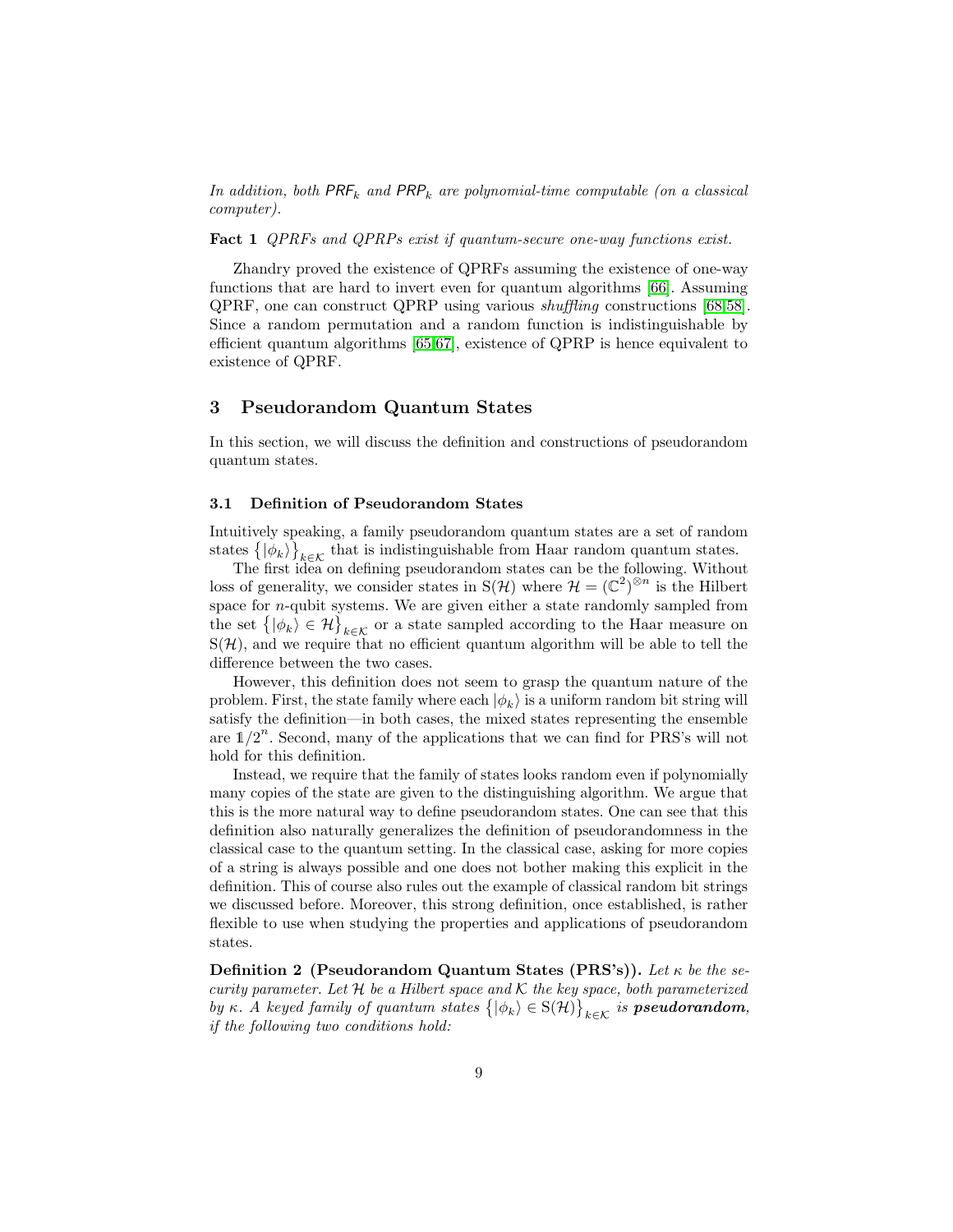*In addition, both $\mathsf{PRF}_k$ and $\mathsf{PRP}_k$ are polynomial-time computable (on a classical computer).*

**Fact 1** *QPRFs and QPRPs exist if quantum-secure one-way functions exist.*

Zhandry proved the existence of QPRFs assuming the existence of one-way functions that are hard to invert even for quantum algorithms [66]. Assuming QPRF, one can construct QPRP using various *shuffling* constructions [68,58]. Since a random permutation and a random function is indistinguishable by efficient quantum algorithms [65,67], existence of QPRP is hence equivalent to existence of QPRF.

## 3 Pseudorandom Quantum States

In this section, we will discuss the definition and constructions of pseudorandom quantum states.

### 3.1 Definition of Pseudorandom States

Intuitively speaking, a family pseudorandom quantum states are a set of random states $\{|\phi_k\rangle\}_{k\in\mathcal{K}}$ that is indistinguishable from Haar random quantum states.

The first idea on defining pseudorandom states can be the following. Without loss of generality, we consider states in $\mathrm{S}(\mathcal{H})$ where $\mathcal{H} = (\mathbb{C}^2)^{\otimes n}$ is the Hilbert space for $n$-qubit systems. We are given either a state randomly sampled from the set $\{|\phi_k\rangle \in \mathcal{H}\}_{k\in\mathcal{K}}$ or a state sampled according to the Haar measure on $\mathrm{S}(\mathcal{H})$, and we require that no efficient quantum algorithm will be able to tell the difference between the two cases.

However, this definition does not seem to grasp the quantum nature of the problem. First, the state family where each $|\phi_k\rangle$ is a uniform random bit string will satisfy the definition—in both cases, the mixed states representing the ensemble are $\mathbb{1}/2^n$. Second, many of the applications that we can find for PRS's will not hold for this definition.

Instead, we require that the family of states looks random even if polynomially many copies of the state are given to the distinguishing algorithm. We argue that this is the more natural way to define pseudorandom states. One can see that this definition also naturally generalizes the definition of pseudorandomness in the classical case to the quantum setting. In the classical case, asking for more copies of a string is always possible and one does not bother making this explicit in the definition. This of course also rules out the example of classical random bit strings we discussed before. Moreover, this strong definition, once established, is rather flexible to use when studying the properties and applications of pseudorandom states.

**Definition 2 (Pseudorandom Quantum States (PRS's)).** *Let $\kappa$ be the security parameter. Let $\mathcal{H}$ be a Hilbert space and $\mathcal{K}$ the key space, both parameterized by $\kappa$. A keyed family of quantum states $\{|\phi_k\rangle \in \mathrm{S}(\mathcal{H})\}_{k\in\mathcal{K}}$ is* ***pseudorandom****, if the following two conditions hold:*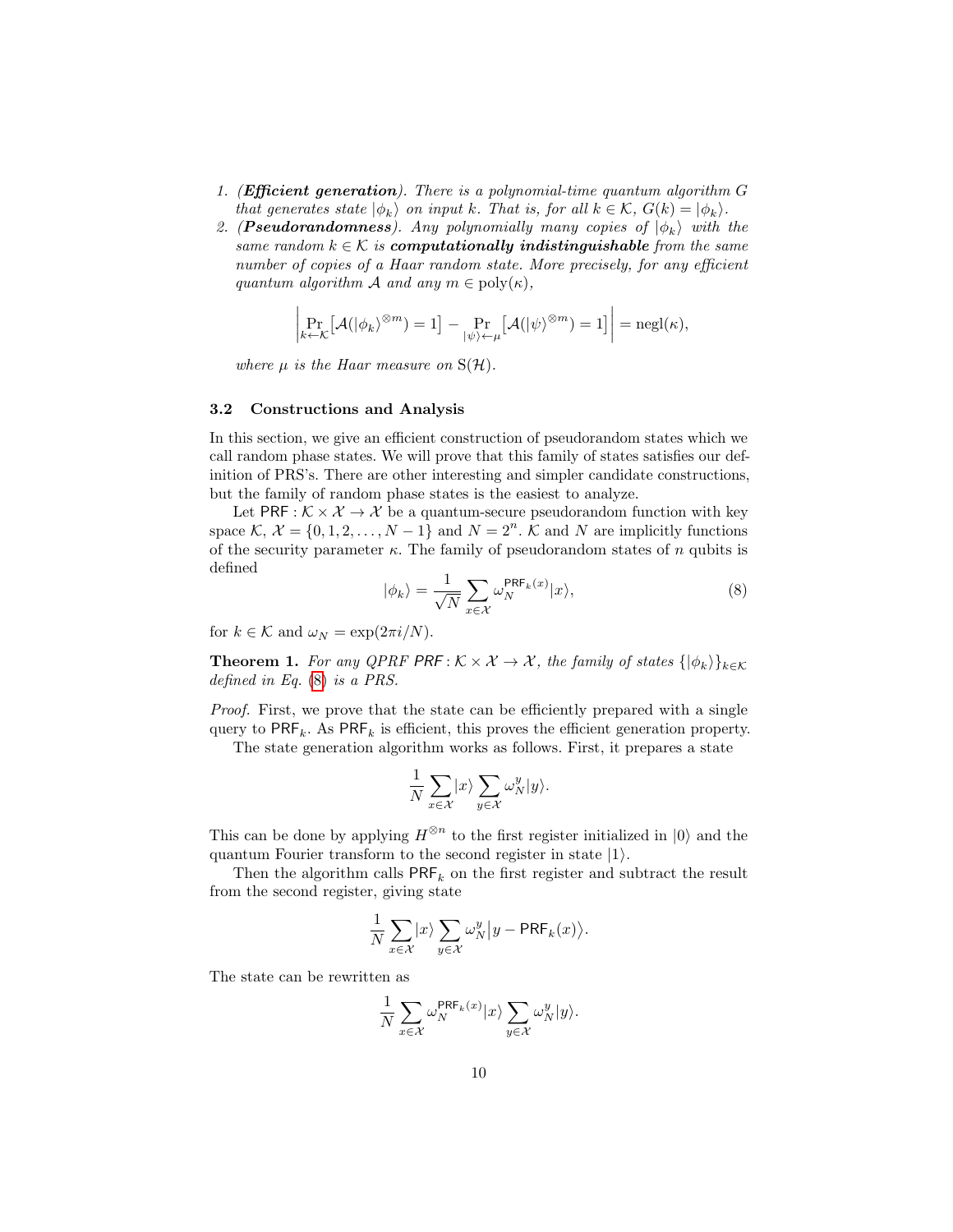1. *(**Efficient generation**). There is a polynomial-time quantum algorithm $G$ that generates state $|\phi_k\rangle$ on input $k$. That is, for all $k \in \mathcal{K}$, $G(k) = |\phi_k\rangle$.*
2. *(**Pseudorandomness**). Any polynomially many copies of $|\phi_k\rangle$ with the same random $k \in \mathcal{K}$ is **computationally indistinguishable** from the same number of copies of a Haar random state. More precisely, for any efficient quantum algorithm $\mathcal{A}$ and any $m \in \mathrm{poly}(\kappa)$,*

$$\left| \Pr_{k \leftarrow \mathcal{K}}\left[\mathcal{A}(|\phi_k\rangle^{\otimes m}) = 1\right] - \Pr_{|\psi\rangle \leftarrow \mu}\left[\mathcal{A}(|\psi\rangle^{\otimes m}) = 1\right] \right| = \mathrm{negl}(\kappa),$$

*where $\mu$ is the Haar measure on $\mathrm{S}(\mathcal{H})$.*

### 3.2 Constructions and Analysis

In this section, we give an efficient construction of pseudorandom states which we call random phase states. We will prove that this family of states satisfies our definition of PRS's. There are other interesting and simpler candidate constructions, but the family of random phase states is the easiest to analyze.

Let $\mathsf{PRF} : \mathcal{K} \times \mathcal{X} \to \mathcal{X}$ be a quantum-secure pseudorandom function with key space $\mathcal{K}$, $\mathcal{X} = \{0, 1, 2, \ldots, N-1\}$ and $N = 2^n$. $\mathcal{K}$ and $N$ are implicitly functions of the security parameter $\kappa$. The family of pseudorandom states of $n$ qubits is defined

$$|\phi_k\rangle = \frac{1}{\sqrt{N}} \sum_{x \in \mathcal{X}} \omega_N^{\mathsf{PRF}_k(x)} |x\rangle, \tag{8}$$

for $k \in \mathcal{K}$ and $\omega_N = \exp(2\pi i/N)$.

**Theorem 1.** *For any QPRF $\mathsf{PRF} : \mathcal{K} \times \mathcal{X} \to \mathcal{X}$, the family of states $\{|\phi_k\rangle\}_{k \in \mathcal{K}}$ defined in Eq. (8) is a PRS.*

*Proof.* First, we prove that the state can be efficiently prepared with a single query to $\mathsf{PRF}_k$. As $\mathsf{PRF}_k$ is efficient, this proves the efficient generation property.

The state generation algorithm works as follows. First, it prepares a state

$$\frac{1}{N} \sum_{x \in \mathcal{X}} |x\rangle \sum_{y \in \mathcal{X}} \omega_N^y |y\rangle.$$

This can be done by applying $H^{\otimes n}$ to the first register initialized in $|0\rangle$ and the quantum Fourier transform to the second register in state $|1\rangle$.

Then the algorithm calls $\mathsf{PRF}_k$ on the first register and subtract the result from the second register, giving state

$$\frac{1}{N} \sum_{x \in \mathcal{X}} |x\rangle \sum_{y \in \mathcal{X}} \omega_N^y \big|y - \mathsf{PRF}_k(x)\big\rangle.$$

The state can be rewritten as

$$\frac{1}{N} \sum_{x \in \mathcal{X}} \omega_N^{\mathsf{PRF}_k(x)} |x\rangle \sum_{y \in \mathcal{X}} \omega_N^y |y\rangle.$$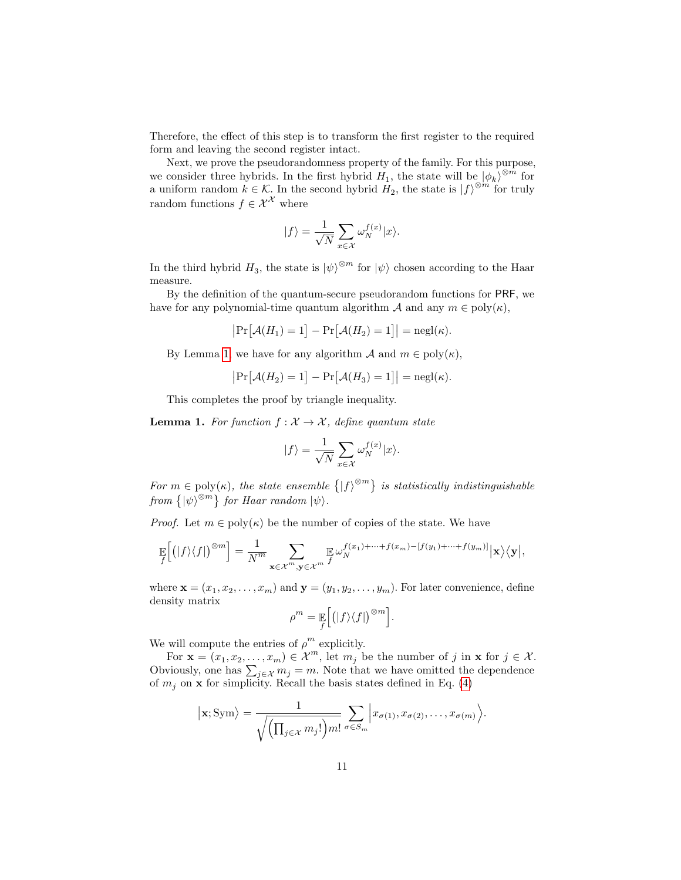Therefore, the effect of this step is to transform the first register to the required form and leaving the second register intact.

Next, we prove the pseudorandomness property of the family. For this purpose, we consider three hybrids. In the first hybrid $H_1$, the state will be $|\phi_k\rangle^{\otimes m}$ for a uniform random $k \in \mathcal{K}$. In the second hybrid $H_2$, the state is $|f\rangle^{\otimes m}$ for truly random functions $f \in \mathcal{X}^{\mathcal{X}}$ where

$$|f\rangle = \frac{1}{\sqrt{N}} \sum_{x \in \mathcal{X}} \omega_N^{f(x)} |x\rangle.$$

In the third hybrid $H_3$, the state is $|\psi\rangle^{\otimes m}$ for $|\psi\rangle$ chosen according to the Haar measure.

By the definition of the quantum-secure pseudorandom functions for $\mathsf{PRF}$, we have for any polynomial-time quantum algorithm $\mathcal{A}$ and any $m \in \mathrm{poly}(\kappa)$,

$$\big|\Pr\big[\mathcal{A}(H_1) = 1\big] - \Pr\big[\mathcal{A}(H_2) = 1\big]\big| = \mathrm{negl}(\kappa).$$

By Lemma 1, we have for any algorithm $\mathcal{A}$ and $m \in \mathrm{poly}(\kappa)$,

$$\big|\Pr\big[\mathcal{A}(H_2) = 1\big] - \Pr\big[\mathcal{A}(H_3) = 1\big]\big| = \mathrm{negl}(\kappa).$$

This completes the proof by triangle inequality.

**Lemma 1.** *For function $f : \mathcal{X} \to \mathcal{X}$, define quantum state*

$$|f\rangle = \frac{1}{\sqrt{N}} \sum_{x \in \mathcal{X}} \omega_N^{f(x)} |x\rangle.$$

*For $m \in \mathrm{poly}(\kappa)$, the state ensemble $\big\{|f\rangle^{\otimes m}\big\}$ is statistically indistinguishable from $\big\{|\psi\rangle^{\otimes m}\big\}$ for Haar random $|\psi\rangle$.*

*Proof.* Let $m \in \mathrm{poly}(\kappa)$ be the number of copies of the state. We have

$$\mathop{\mathbb{E}}_{f}\Big[\big(|f\rangle\langle f|\big)^{\otimes m}\Big] = \frac{1}{N^m} \sum_{\mathbf{x} \in \mathcal{X}^m, \mathbf{y} \in \mathcal{X}^m} \mathop{\mathbb{E}}_{f} \omega_N^{f(x_1)+\cdots+f(x_m)-[f(y_1)+\cdots+f(y_m)]} \big|\mathbf{x}\big\rangle\big\langle\mathbf{y}\big|,$$

where $\mathbf{x} = (x_1, x_2, \ldots, x_m)$ and $\mathbf{y} = (y_1, y_2, \ldots, y_m)$. For later convenience, define density matrix

$$\rho^m = \mathop{\mathbb{E}}_{f}\Big[\big(|f\rangle\langle f|\big)^{\otimes m}\Big].$$

We will compute the entries of $\rho^m$ explicitly.

For $\mathbf{x} = (x_1, x_2, \ldots, x_m) \in \mathcal{X}^m$, let $m_j$ be the number of $j$ in $\mathbf{x}$ for $j \in \mathcal{X}$. Obviously, one has $\sum_{j \in \mathcal{X}} m_j = m$. Note that we have omitted the dependence of $m_j$ on $\mathbf{x}$ for simplicity. Recall the basis states defined in Eq. (4)

$$\big|\mathbf{x}; \mathrm{Sym}\big\rangle = \frac{1}{\sqrt{\Big(\prod_{j \in \mathcal{X}} m_j!\Big) m!}} \sum_{\sigma \in S_m} \Big|x_{\sigma(1)}, x_{\sigma(2)}, \ldots, x_{\sigma(m)}\Big\rangle.$$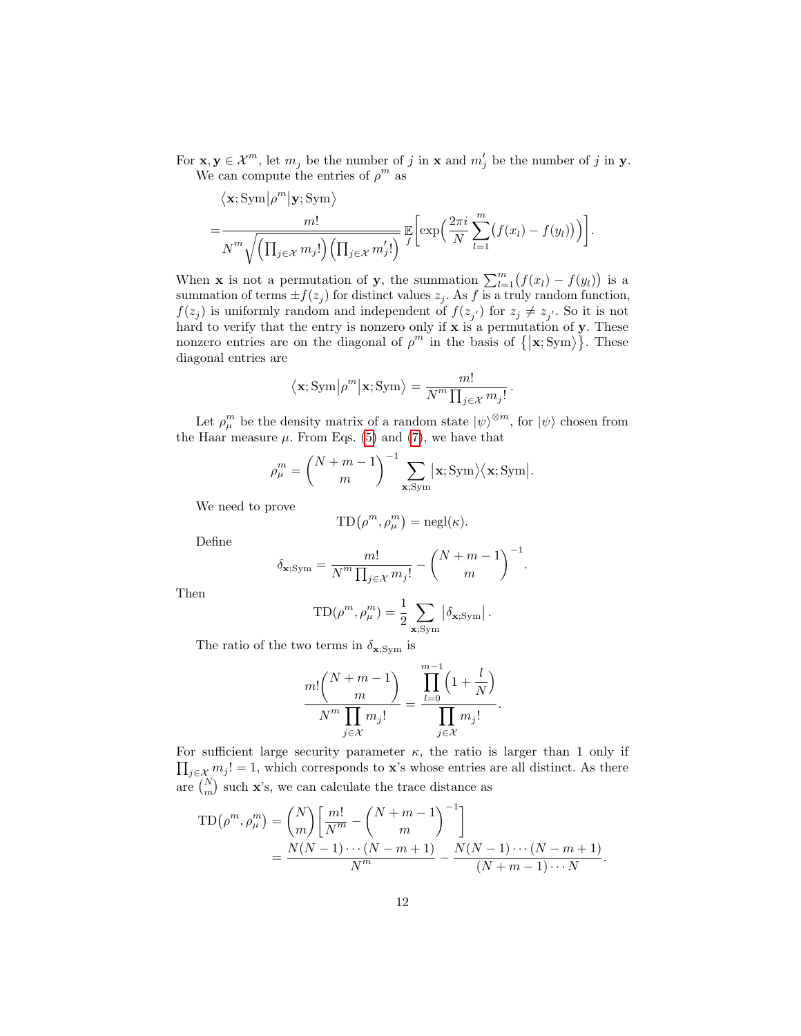For $\mathbf{x}, \mathbf{y} \in \mathcal{X}^m$, let $m_j$ be the number of $j$ in $\mathbf{x}$ and $m'_j$ be the number of $j$ in $\mathbf{y}$.

We can compute the entries of $\rho^m$ as

$$
\begin{aligned}
&\big\langle \mathbf{x}; \mathrm{Sym} \big| \rho^m \big| \mathbf{y}; \mathrm{Sym} \big\rangle \\
=& \frac{m!}{N^m \sqrt{\Big(\prod_{j \in \mathcal{X}} m_j!\Big)\Big(\prod_{j \in \mathcal{X}} m'_j!\Big)}} \mathop{\mathbb{E}}_f \bigg[ \exp\Big( \frac{2\pi i}{N} \sum_{l=1}^{m} \big(f(x_l) - f(y_l)\big) \Big) \bigg].
\end{aligned}
$$

When $\mathbf{x}$ is not a permutation of $\mathbf{y}$, the summation $\sum_{l=1}^{m} \big(f(x_l) - f(y_l)\big)$ is a summation of terms $\pm f(z_j)$ for distinct values $z_j$. As $f$ is a truly random function, $f(z_j)$ is uniformly random and independent of $f(z_{j'})$ for $z_j \neq z_{j'}$. So it is not hard to verify that the entry is nonzero only if $\mathbf{x}$ is a permutation of $\mathbf{y}$. These nonzero entries are on the diagonal of $\rho^m$ in the basis of $\big\{\big|\mathbf{x}; \mathrm{Sym}\big\rangle\big\}$. These diagonal entries are

$$
\big\langle \mathbf{x}; \mathrm{Sym} \big| \rho^m \big| \mathbf{x}; \mathrm{Sym} \big\rangle = \frac{m!}{N^m \prod_{j \in \mathcal{X}} m_j!}.
$$

Let $\rho_\mu^m$ be the density matrix of a random state $|\psi\rangle^{\otimes m}$, for $|\psi\rangle$ chosen from the Haar measure $\mu$. From Eqs. (5) and (7), we have that

$$
\rho_\mu^m = \binom{N+m-1}{m}^{-1} \sum_{\mathbf{x}; \mathrm{Sym}} \big|\mathbf{x}; \mathrm{Sym}\big\rangle \big\langle \mathbf{x}; \mathrm{Sym}\big|.
$$

We need to prove

$$
\mathrm{TD}\big(\rho^m, \rho_\mu^m\big) = \mathrm{negl}(\kappa).
$$

Define

$$
\delta_{\mathbf{x}; \mathrm{Sym}} = \frac{m!}{N^m \prod_{j \in \mathcal{X}} m_j!} - \binom{N+m-1}{m}^{-1}.
$$

Then

$$
\mathrm{TD}(\rho^m, \rho_\mu^m) = \frac{1}{2} \sum_{\mathbf{x}; \mathrm{Sym}} \big|\delta_{\mathbf{x}; \mathrm{Sym}}\big|.
$$

The ratio of the two terms in $\delta_{\mathbf{x}; \mathrm{Sym}}$ is

$$
\frac{m! \dbinom{N+m-1}{m}}{N^m \prod\limits_{j \in \mathcal{X}} m_j!} = \frac{\prod\limits_{l=0}^{m-1} \Big(1 + \dfrac{l}{N}\Big)}{\prod\limits_{j \in \mathcal{X}} m_j!}.
$$

For sufficient large security parameter $\kappa$, the ratio is larger than 1 only if $\prod_{j \in \mathcal{X}} m_j! = 1$, which corresponds to $\mathbf{x}$'s whose entries are all distinct. As there are $\binom{N}{m}$ such $\mathbf{x}$'s, we can calculate the trace distance as

$$
\begin{aligned}
\mathrm{TD}\big(\rho^m, \rho_\mu^m\big) &= \binom{N}{m} \left[ \frac{m!}{N^m} - \binom{N+m-1}{m}^{-1} \right] \\
&= \frac{N(N-1)\cdots(N-m+1)}{N^m} - \frac{N(N-1)\cdots(N-m+1)}{(N+m-1)\cdots N}.
\end{aligned}
$$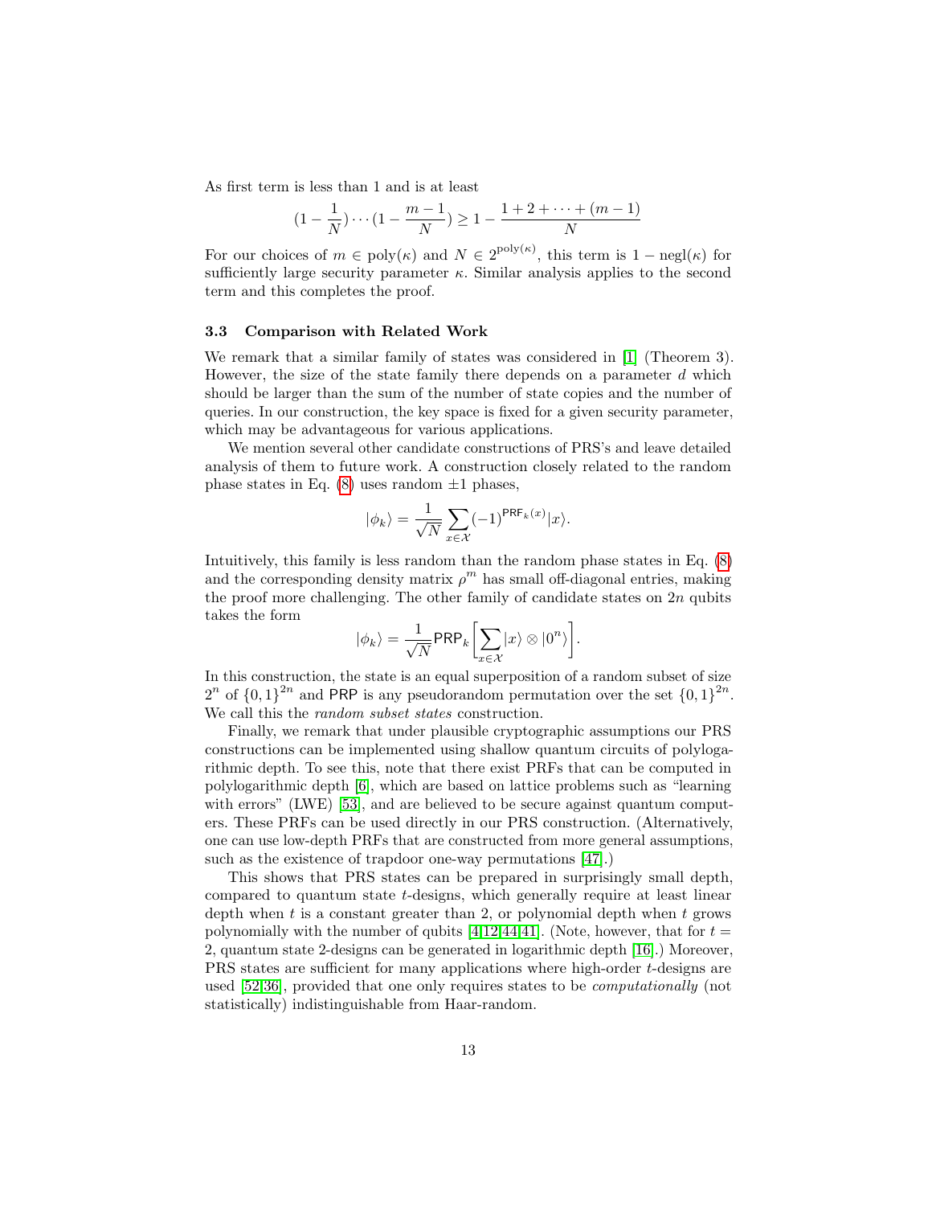As first term is less than 1 and is at least

$$(1 - \frac{1}{N}) \cdots (1 - \frac{m-1}{N}) \geq 1 - \frac{1 + 2 + \cdots + (m-1)}{N}$$

For our choices of $m \in \mathrm{poly}(\kappa)$ and $N \in 2^{\mathrm{poly}(\kappa)}$, this term is $1 - \mathrm{negl}(\kappa)$ for sufficiently large security parameter $\kappa$. Similar analysis applies to the second term and this completes the proof.

### 3.3 Comparison with Related Work

We remark that a similar family of states was considered in [1] (Theorem 3). However, the size of the state family there depends on a parameter $d$ which should be larger than the sum of the number of state copies and the number of queries. In our construction, the key space is fixed for a given security parameter, which may be advantageous for various applications.

We mention several other candidate constructions of PRS's and leave detailed analysis of them to future work. A construction closely related to the random phase states in Eq. (8) uses random $\pm 1$ phases,

$$|\phi_k\rangle = \frac{1}{\sqrt{N}} \sum_{x \in \mathcal{X}} (-1)^{\mathsf{PRF}_k(x)} |x\rangle.$$

Intuitively, this family is less random than the random phase states in Eq. (8) and the corresponding density matrix $\rho^m$ has small off-diagonal entries, making the proof more challenging. The other family of candidate states on $2n$ qubits takes the form

$$|\phi_k\rangle = \frac{1}{\sqrt{N}} \mathsf{PRP}_k \Big[ \sum_{x \in \mathcal{X}} |x\rangle \otimes |0^n\rangle \Big].$$

In this construction, the state is an equal superposition of a random subset of size $2^n$ of $\{0,1\}^{2n}$ and $\mathsf{PRP}$ is any pseudorandom permutation over the set $\{0,1\}^{2n}$. We call this the *random subset states* construction.

Finally, we remark that under plausible cryptographic assumptions our PRS constructions can be implemented using shallow quantum circuits of polylogarithmic depth. To see this, note that there exist PRFs that can be computed in polylogarithmic depth [6], which are based on lattice problems such as "learning with errors" (LWE) [53], and are believed to be secure against quantum computers. These PRFs can be used directly in our PRS construction. (Alternatively, one can use low-depth PRFs that are constructed from more general assumptions, such as the existence of trapdoor one-way permutations [47].)

This shows that PRS states can be prepared in surprisingly small depth, compared to quantum state $t$-designs, which generally require at least linear depth when $t$ is a constant greater than 2, or polynomial depth when $t$ grows polynomially with the number of qubits [4,12,44,41]. (Note, however, that for $t = 2$, quantum state 2-designs can be generated in logarithmic depth [16].) Moreover, PRS states are sufficient for many applications where high-order $t$-designs are used [52,36], provided that one only requires states to be *computationally* (not statistically) indistinguishable from Haar-random.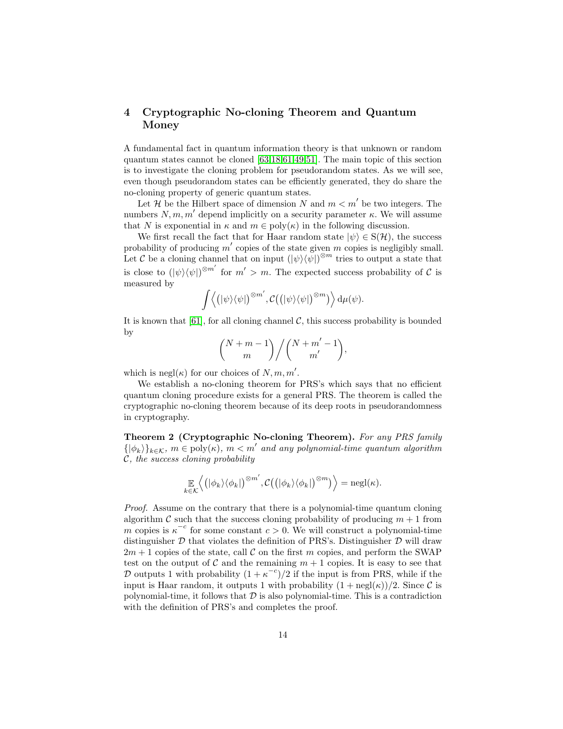## 4 Cryptographic No-cloning Theorem and Quantum Money

A fundamental fact in quantum information theory is that unknown or random quantum states cannot be cloned [63,18,61,49,51]. The main topic of this section is to investigate the cloning problem for pseudorandom states. As we will see, even though pseudorandom states can be efficiently generated, they do share the no-cloning property of generic quantum states.

Let $\mathcal{H}$ be the Hilbert space of dimension $N$ and $m < m'$ be two integers. The numbers $N, m, m'$ depend implicitly on a security parameter $\kappa$. We will assume that $N$ is exponential in $\kappa$ and $m \in \mathrm{poly}(\kappa)$ in the following discussion.

We first recall the fact that for Haar random state $|\psi\rangle \in \mathrm{S}(\mathcal{H})$, the success probability of producing $m'$ copies of the state given $m$ copies is negligibly small. Let $\mathcal{C}$ be a cloning channel that on input $(|\psi\rangle\langle\psi|)^{\otimes m}$ tries to output a state that is close to $(|\psi\rangle\langle\psi|)^{\otimes m'}$ for $m' > m$. The expected success probability of $\mathcal{C}$ is measured by

$$\int \Big\langle \big(|\psi\rangle\langle\psi|\big)^{\otimes m'}, \mathcal{C}\big(\big(|\psi\rangle\langle\psi|\big)^{\otimes m}\big) \Big\rangle \, \mathrm{d}\mu(\psi).$$

It is known that [61], for all cloning channel $\mathcal{C}$, this success probability is bounded by

$$\binom{N+m-1}{m} \Big/ \binom{N+m'-1}{m'},$$

which is $\mathrm{negl}(\kappa)$ for our choices of $N, m, m'$.

We establish a no-cloning theorem for PRS's which says that no efficient quantum cloning procedure exists for a general PRS. The theorem is called the cryptographic no-cloning theorem because of its deep roots in pseudorandomness in cryptography.

**Theorem 2 (Cryptographic No-cloning Theorem).** *For any PRS family $\{|\phi_k\rangle\}_{k\in\mathcal{K}}$, $m \in \mathrm{poly}(\kappa)$, $m < m'$ and any polynomial-time quantum algorithm $\mathcal{C}$, the success cloning probability*

$$\mathop{\mathbb{E}}_{k\in\mathcal{K}} \Big\langle \big(|\phi_k\rangle\langle\phi_k|\big)^{\otimes m'}, \mathcal{C}\big(\big(|\phi_k\rangle\langle\phi_k|\big)^{\otimes m}\big) \Big\rangle = \mathrm{negl}(\kappa).$$

*Proof.* Assume on the contrary that there is a polynomial-time quantum cloning algorithm $\mathcal{C}$ such that the success cloning probability of producing $m+1$ from $m$ copies is $\kappa^{-c}$ for some constant $c > 0$. We will construct a polynomial-time distinguisher $\mathcal{D}$ that violates the definition of PRS's. Distinguisher $\mathcal{D}$ will draw $2m+1$ copies of the state, call $\mathcal{C}$ on the first $m$ copies, and perform the SWAP test on the output of $\mathcal{C}$ and the remaining $m+1$ copies. It is easy to see that $\mathcal{D}$ outputs 1 with probability $(1+\kappa^{-c})/2$ if the input is from PRS, while if the input is Haar random, it outputs 1 with probability $(1+\mathrm{negl}(\kappa))/2$. Since $\mathcal{C}$ is polynomial-time, it follows that $\mathcal{D}$ is also polynomial-time. This is a contradiction with the definition of PRS's and completes the proof.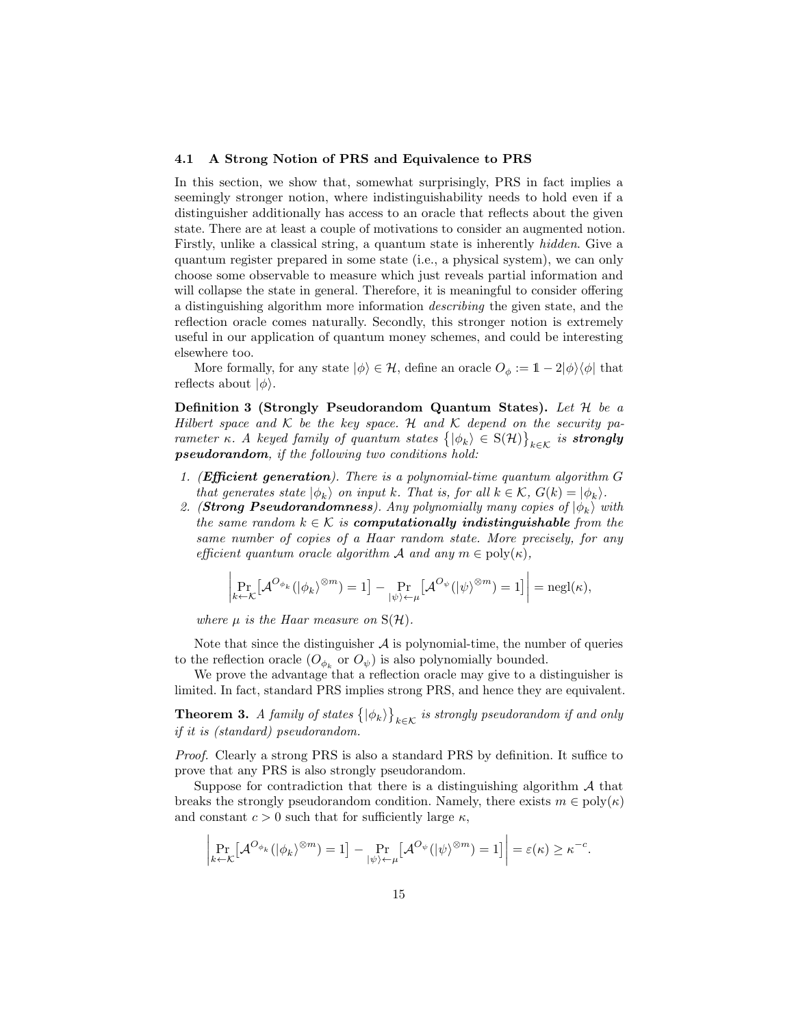### 4.1 A Strong Notion of PRS and Equivalence to PRS

In this section, we show that, somewhat surprisingly, PRS in fact implies a seemingly stronger notion, where indistinguishability needs to hold even if a distinguisher additionally has access to an oracle that reflects about the given state. There are at least a couple of motivations to consider an augmented notion. Firstly, unlike a classical string, a quantum state is inherently *hidden*. Give a quantum register prepared in some state (i.e., a physical system), we can only choose some observable to measure which just reveals partial information and will collapse the state in general. Therefore, it is meaningful to consider offering a distinguishing algorithm more information *describing* the given state, and the reflection oracle comes naturally. Secondly, this stronger notion is extremely useful in our application of quantum money schemes, and could be interesting elsewhere too.

More formally, for any state $|\phi\rangle \in \mathcal{H}$, define an oracle $O_\phi := \mathbb{1} - 2|\phi\rangle\langle\phi|$ that reflects about $|\phi\rangle$.

**Definition 3 (Strongly Pseudorandom Quantum States).** *Let $\mathcal{H}$ be a Hilbert space and $\mathcal{K}$ be the key space. $\mathcal{H}$ and $\mathcal{K}$ depend on the security parameter $\kappa$. A keyed family of quantum states $\{|\phi_k\rangle \in \mathrm{S}(\mathcal{H})\}_{k\in\mathcal{K}}$ is* ***strongly pseudorandom****, if the following two conditions hold:*

1. *(**Efficient generation**). There is a polynomial-time quantum algorithm $G$ that generates state $|\phi_k\rangle$ on input $k$. That is, for all $k \in \mathcal{K}$, $G(k) = |\phi_k\rangle$.*
2. *(**Strong Pseudorandomness**). Any polynomially many copies of $|\phi_k\rangle$ with the same random $k \in \mathcal{K}$ is* ***computationally indistinguishable*** *from the same number of copies of a Haar random state. More precisely, for any efficient quantum oracle algorithm $\mathcal{A}$ and any $m \in \mathrm{poly}(\kappa)$,*

$$\left| \Pr_{k\leftarrow\mathcal{K}}\left[\mathcal{A}^{O_{\phi_k}}(|\phi_k\rangle^{\otimes m}) = 1\right] - \Pr_{|\psi\rangle\leftarrow\mu}\left[\mathcal{A}^{O_\psi}(|\psi\rangle^{\otimes m}) = 1\right] \right| = \mathrm{negl}(\kappa),$$

*where $\mu$ is the Haar measure on $\mathrm{S}(\mathcal{H})$.*

Note that since the distinguisher $\mathcal{A}$ is polynomial-time, the number of queries to the reflection oracle ($O_{\phi_k}$ or $O_\psi$) is also polynomially bounded.

We prove the advantage that a reflection oracle may give to a distinguisher is limited. In fact, standard PRS implies strong PRS, and hence they are equivalent.

**Theorem 3.** *A family of states $\{|\phi_k\rangle\}_{k\in\mathcal{K}}$ is strongly pseudorandom if and only if it is (standard) pseudorandom.*

*Proof.* Clearly a strong PRS is also a standard PRS by definition. It suffice to prove that any PRS is also strongly pseudorandom.

Suppose for contradiction that there is a distinguishing algorithm $\mathcal{A}$ that breaks the strongly pseudorandom condition. Namely, there exists $m \in \mathrm{poly}(\kappa)$ and constant $c > 0$ such that for sufficiently large $\kappa$,

$$\left| \Pr_{k\leftarrow\mathcal{K}}\left[\mathcal{A}^{O_{\phi_k}}(|\phi_k\rangle^{\otimes m}) = 1\right] - \Pr_{|\psi\rangle\leftarrow\mu}\left[\mathcal{A}^{O_\psi}(|\psi\rangle^{\otimes m}) = 1\right] \right| = \varepsilon(\kappa) \geq \kappa^{-c}.$$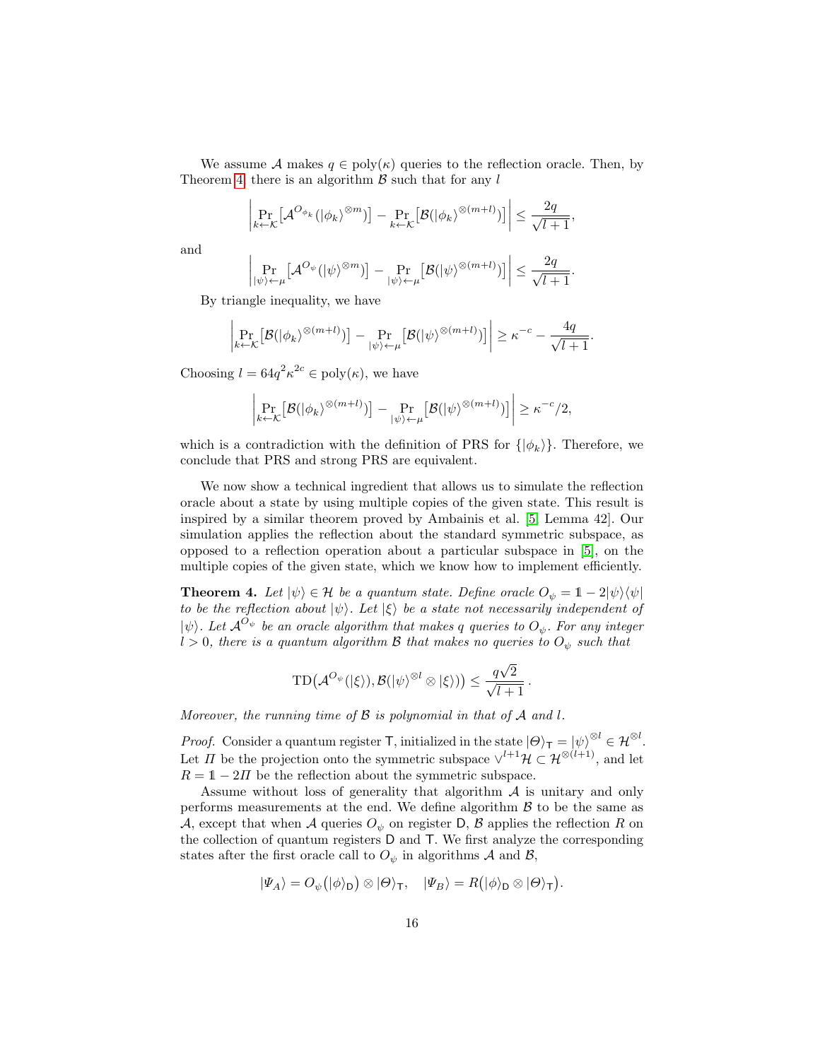We assume $\mathcal{A}$ makes $q \in \text{poly}(\kappa)$ queries to the reflection oracle. Then, by Theorem 4, there is an algorithm $\mathcal{B}$ such that for any $l$

$$\left| \Pr_{k \leftarrow \mathcal{K}}\left[\mathcal{A}^{O_{\phi_k}}(|\phi_k\rangle^{\otimes m})\right] - \Pr_{k \leftarrow \mathcal{K}}\left[\mathcal{B}(|\phi_k\rangle^{\otimes(m+l)})\right] \right| \leq \frac{2q}{\sqrt{l+1}},$$

and

$$\left| \Pr_{|\psi\rangle \leftarrow \mu}\left[\mathcal{A}^{O_\psi}(|\psi\rangle^{\otimes m})\right] - \Pr_{|\psi\rangle \leftarrow \mu}\left[\mathcal{B}(|\psi\rangle^{\otimes(m+l)})\right] \right| \leq \frac{2q}{\sqrt{l+1}}.$$

By triangle inequality, we have

$$\left| \Pr_{k \leftarrow \mathcal{K}}\left[\mathcal{B}(|\phi_k\rangle^{\otimes(m+l)})\right] - \Pr_{|\psi\rangle \leftarrow \mu}\left[\mathcal{B}(|\psi\rangle^{\otimes(m+l)})\right] \right| \geq \kappa^{-c} - \frac{4q}{\sqrt{l+1}}.$$

Choosing $l = 64q^2\kappa^{2c} \in \text{poly}(\kappa)$, we have

$$\left| \Pr_{k \leftarrow \mathcal{K}}\left[\mathcal{B}(|\phi_k\rangle^{\otimes(m+l)})\right] - \Pr_{|\psi\rangle \leftarrow \mu}\left[\mathcal{B}(|\psi\rangle^{\otimes(m+l)})\right] \right| \geq \kappa^{-c}/2,$$

which is a contradiction with the definition of PRS for $\{|\phi_k\rangle\}$. Therefore, we conclude that PRS and strong PRS are equivalent.

We now show a technical ingredient that allows us to simulate the reflection oracle about a state by using multiple copies of the given state. This result is inspired by a similar theorem proved by Ambainis et al. [5, Lemma 42]. Our simulation applies the reflection about the standard symmetric subspace, as opposed to a reflection operation about a particular subspace in [5], on the multiple copies of the given state, which we know how to implement efficiently.

**Theorem 4.** *Let $|\psi\rangle \in \mathcal{H}$ be a quantum state. Define oracle $O_\psi = \mathbb{1} - 2|\psi\rangle\langle\psi|$ to be the reflection about $|\psi\rangle$. Let $|\xi\rangle$ be a state not necessarily independent of $|\psi\rangle$. Let $\mathcal{A}^{O_\psi}$ be an oracle algorithm that makes $q$ queries to $O_\psi$. For any integer $l > 0$, there is a quantum algorithm $\mathcal{B}$ that makes no queries to $O_\psi$ such that*

$$\text{TD}\big(\mathcal{A}^{O_\psi}(|\xi\rangle), \mathcal{B}(|\psi\rangle^{\otimes l} \otimes |\xi\rangle)\big) \leq \frac{q\sqrt{2}}{\sqrt{l+1}}.$$

*Moreover, the running time of $\mathcal{B}$ is polynomial in that of $\mathcal{A}$ and $l$.*

*Proof.* Consider a quantum register $\mathsf{T}$, initialized in the state $|\Theta\rangle_{\mathsf{T}} = |\psi\rangle^{\otimes l} \in \mathcal{H}^{\otimes l}$. Let $\Pi$ be the projection onto the symmetric subspace $\vee^{l+1}\mathcal{H} \subset \mathcal{H}^{\otimes(l+1)}$, and let $R = \mathbb{1} - 2\Pi$ be the reflection about the symmetric subspace.

Assume without loss of generality that algorithm $\mathcal{A}$ is unitary and only performs measurements at the end. We define algorithm $\mathcal{B}$ to be the same as $\mathcal{A}$, except that when $\mathcal{A}$ queries $O_\psi$ on register $\mathsf{D}$, $\mathcal{B}$ applies the reflection $R$ on the collection of quantum registers $\mathsf{D}$ and $\mathsf{T}$. We first analyze the corresponding states after the first oracle call to $O_\psi$ in algorithms $\mathcal{A}$ and $\mathcal{B}$,

$$|\Psi_A\rangle = O_\psi\big(|\phi\rangle_{\mathsf{D}}\big) \otimes |\Theta\rangle_{\mathsf{T}}, \quad |\Psi_B\rangle = R\big(|\phi\rangle_{\mathsf{D}} \otimes |\Theta\rangle_{\mathsf{T}}\big).$$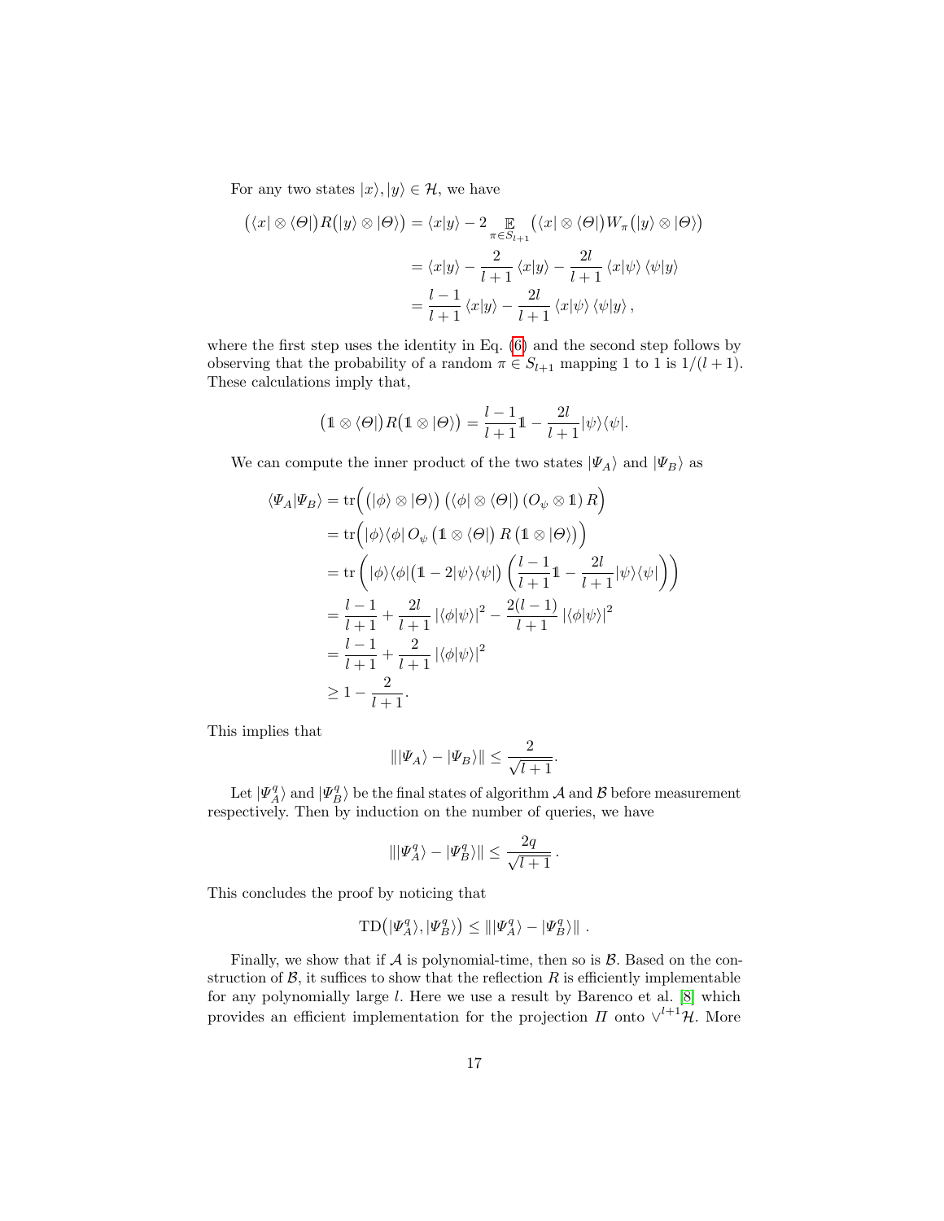For any two states $|x\rangle, |y\rangle \in \mathcal{H}$, we have

$$
\begin{aligned}
\big(\langle x| \otimes \langle \Theta|\big) R \big(|y\rangle \otimes |\Theta\rangle\big) &= \langle x|y\rangle - 2 \mathop{\mathbb{E}}_{\pi \in S_{l+1}} \big(\langle x| \otimes \langle \Theta|\big) W_\pi \big(|y\rangle \otimes |\Theta\rangle\big) \\
&= \langle x|y\rangle - \frac{2}{l+1} \langle x|y\rangle - \frac{2l}{l+1} \langle x|\psi\rangle \langle \psi|y\rangle \\
&= \frac{l-1}{l+1} \langle x|y\rangle - \frac{2l}{l+1} \langle x|\psi\rangle \langle \psi|y\rangle ,
\end{aligned}
$$

where the first step uses the identity in Eq. (6) and the second step follows by observing that the probability of a random $\pi \in S_{l+1}$ mapping 1 to 1 is $1/(l+1)$. These calculations imply that,

$$
\big(\mathbb{1} \otimes \langle \Theta|\big) R \big(\mathbb{1} \otimes |\Theta\rangle\big) = \frac{l-1}{l+1} \mathbb{1} - \frac{2l}{l+1} |\psi\rangle\langle\psi|.
$$

We can compute the inner product of the two states $|\Psi_A\rangle$ and $|\Psi_B\rangle$ as

$$
\begin{aligned}
\langle \Psi_A | \Psi_B \rangle &= \operatorname{tr}\Big( \big(|\phi\rangle \otimes |\Theta\rangle\big) \big(\langle \phi| \otimes \langle \Theta|\big) \left(O_\psi \otimes \mathbb{1}\right) R \Big) \\
&= \operatorname{tr}\Big( |\phi\rangle\langle\phi| \, O_\psi \left(\mathbb{1} \otimes \langle \Theta|\right) R \left(\mathbb{1} \otimes |\Theta\rangle\right) \Big) \\
&= \operatorname{tr}\left( |\phi\rangle\langle\phi| \big(\mathbb{1} - 2|\psi\rangle\langle\psi|\big) \left( \frac{l-1}{l+1} \mathbb{1} - \frac{2l}{l+1} |\psi\rangle\langle\psi| \right) \right) \\
&= \frac{l-1}{l+1} + \frac{2l}{l+1} \left|\langle \phi|\psi\rangle\right|^2 - \frac{2(l-1)}{l+1} \left|\langle \phi|\psi\rangle\right|^2 \\
&= \frac{l-1}{l+1} + \frac{2}{l+1} \left|\langle \phi|\psi\rangle\right|^2 \\
&\geq 1 - \frac{2}{l+1}.
\end{aligned}
$$

This implies that

$$
\| |\Psi_A\rangle - |\Psi_B\rangle \| \leq \frac{2}{\sqrt{l+1}}.
$$

Let $|\Psi_A^q\rangle$ and $|\Psi_B^q\rangle$ be the final states of algorithm $\mathcal{A}$ and $\mathcal{B}$ before measurement respectively. Then by induction on the number of queries, we have

$$
\| |\Psi_A^q\rangle - |\Psi_B^q\rangle \| \leq \frac{2q}{\sqrt{l+1}} \, .
$$

This concludes the proof by noticing that

$$
\operatorname{TD}\big(|\Psi_A^q\rangle, |\Psi_B^q\rangle\big) \leq \| |\Psi_A^q\rangle - |\Psi_B^q\rangle \| \, .
$$

Finally, we show that if $\mathcal{A}$ is polynomial-time, then so is $\mathcal{B}$. Based on the construction of $\mathcal{B}$, it suffices to show that the reflection $R$ is efficiently implementable for any polynomially large $l$. Here we use a result by Barenco et al. [8] which provides an efficient implementation for the projection $\Pi$ onto $\vee^{l+1}\mathcal{H}$. More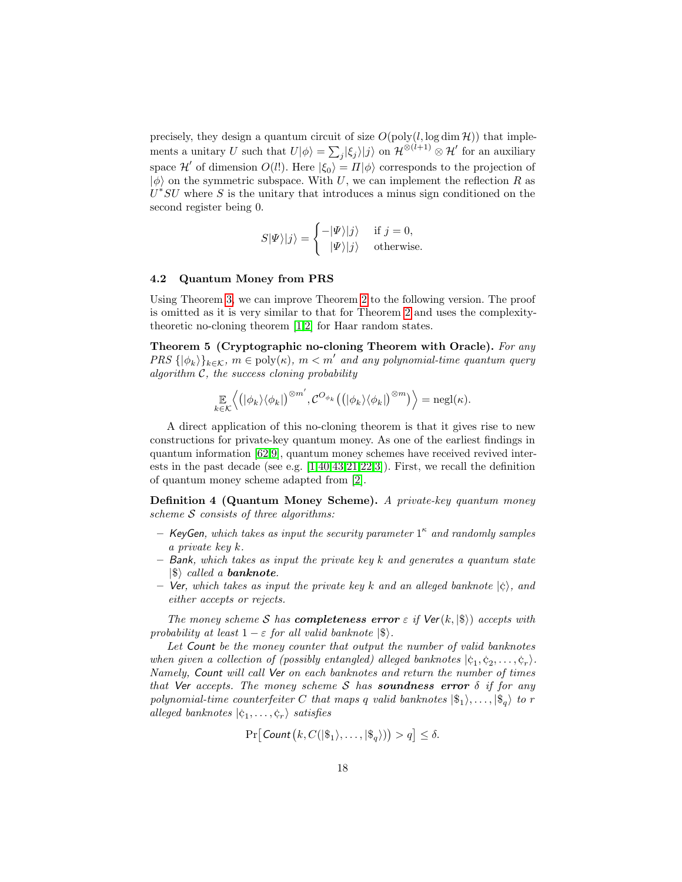precisely, they design a quantum circuit of size $O(\mathrm{poly}(l, \log \dim \mathcal{H}))$ that implements a unitary $U$ such that $U|\phi\rangle = \sum_j |\xi_j\rangle|j\rangle$ on $\mathcal{H}^{\otimes(l+1)} \otimes \mathcal{H}'$ for an auxiliary space $\mathcal{H}'$ of dimension $O(l!)$. Here $|\xi_0\rangle = \Pi|\phi\rangle$ corresponds to the projection of $|\phi\rangle$ on the symmetric subspace. With $U$, we can implement the reflection $R$ as $U^* S U$ where $S$ is the unitary that introduces a minus sign conditioned on the second register being 0.

$$S|\Psi\rangle|j\rangle = \begin{cases} -|\Psi\rangle|j\rangle & \text{if } j = 0, \\ \ \ |\Psi\rangle|j\rangle & \text{otherwise.} \end{cases}$$

### 4.2 Quantum Money from PRS

Using Theorem 3, we can improve Theorem 2 to the following version. The proof is omitted as it is very similar to that for Theorem 2 and uses the complexity-theoretic no-cloning theorem [1,2] for Haar random states.

**Theorem 5 (Cryptographic no-cloning Theorem with Oracle).** *For any PRS $\{|\phi_k\rangle\}_{k\in\mathcal{K}}$, $m \in \mathrm{poly}(\kappa)$, $m < m'$ and any polynomial-time quantum query algorithm $\mathcal{C}$, the success cloning probability*

$$\mathop{\mathbb{E}}_{k\in\mathcal{K}} \left\langle \left(|\phi_k\rangle\langle\phi_k|\right)^{\otimes m'}, \mathcal{C}^{O_{\phi_k}}\left(\left(|\phi_k\rangle\langle\phi_k|\right)^{\otimes m}\right) \right\rangle = \mathrm{negl}(\kappa).$$

A direct application of this no-cloning theorem is that it gives rise to new constructions for private-key quantum money. As one of the earliest findings in quantum information [62,9], quantum money schemes have received revived interests in the past decade (see e.g. [1,40,43,21,22,3]). First, we recall the definition of quantum money scheme adapted from [2].

**Definition 4 (Quantum Money Scheme).** *A private-key quantum money scheme $\mathcal{S}$ consists of three algorithms:*

- *KeyGen, which takes as input the security parameter $1^\kappa$ and randomly samples a private key $k$.*
- *Bank, which takes as input the private key $k$ and generates a quantum state $|\$\rangle$ called a* ***banknote****.*
- *Ver, which takes as input the private key $k$ and an alleged banknote $|¢\rangle$, and either accepts or rejects.*

*The money scheme $\mathcal{S}$ has* ***completeness error*** *$\varepsilon$ if Ver$(k, |\$\rangle)$ accepts with probability at least $1 - \varepsilon$ for all valid banknote $|\$\rangle$.*

*Let Count be the money counter that output the number of valid banknotes when given a collection of (possibly entangled) alleged banknotes $|¢_1, ¢_2, \ldots, ¢_r\rangle$. Namely, Count will call Ver on each banknotes and return the number of times that Ver accepts. The money scheme $\mathcal{S}$ has* ***soundness error*** *$\delta$ if for any polynomial-time counterfeiter $C$ that maps $q$ valid banknotes $|\$_1\rangle, \ldots, |\$_q\rangle$ to $r$ alleged banknotes $|¢_1, \ldots, ¢_r\rangle$ satisfies*

$$\Pr\left[\textsf{Count}\left(k, C(|\$_1\rangle, \ldots, |\$_q\rangle)\right) > q\right] \leq \delta.$$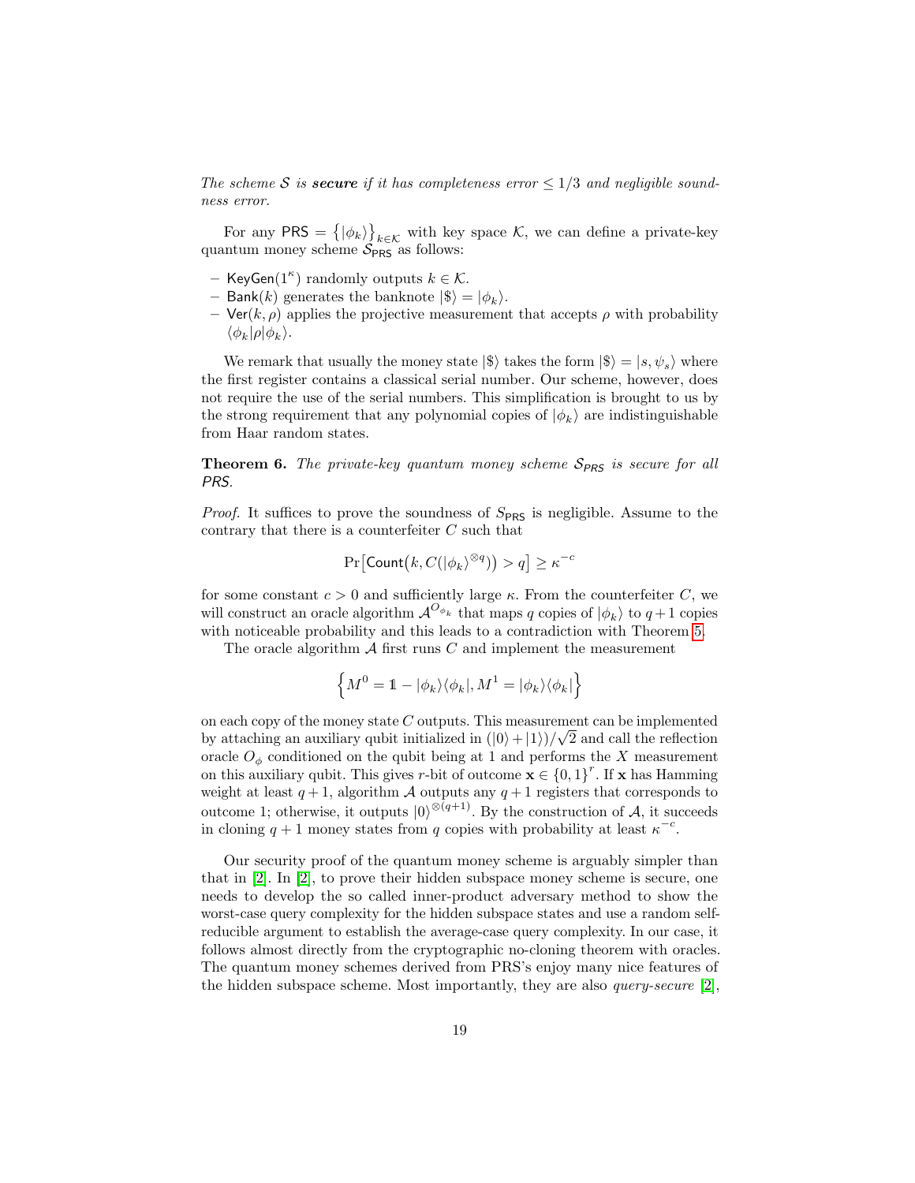*The scheme $\mathcal{S}$ is **secure** if it has completeness error $\leq 1/3$ and negligible soundness error.*

For any $\mathsf{PRS} = \{|\phi_k\rangle\}_{k\in\mathcal{K}}$ with key space $\mathcal{K}$, we can define a private-key quantum money scheme $\mathcal{S}_{\mathsf{PRS}}$ as follows:

- $\mathsf{KeyGen}(1^\kappa)$ randomly outputs $k \in \mathcal{K}$.
- $\mathsf{Bank}(k)$ generates the banknote $|\$\rangle = |\phi_k\rangle$.
- $\mathsf{Ver}(k, \rho)$ applies the projective measurement that accepts $\rho$ with probability $\langle\phi_k|\rho|\phi_k\rangle$.

We remark that usually the money state $|\$\rangle$ takes the form $|\$\rangle = |s, \psi_s\rangle$ where the first register contains a classical serial number. Our scheme, however, does not require the use of the serial numbers. This simplification is brought to us by the strong requirement that any polynomial copies of $|\phi_k\rangle$ are indistinguishable from Haar random states.

**Theorem 6.** *The private-key quantum money scheme $\mathcal{S}_{\mathsf{PRS}}$ is secure for all PRS.*

*Proof.* It suffices to prove the soundness of $S_{\mathsf{PRS}}$ is negligible. Assume to the contrary that there is a counterfeiter $C$ such that

$$\Pr\big[\mathsf{Count}\big(k, C(|\phi_k\rangle^{\otimes q})\big) > q\big] \geq \kappa^{-c}$$

for some constant $c > 0$ and sufficiently large $\kappa$. From the counterfeiter $C$, we will construct an oracle algorithm $\mathcal{A}^{O_{\phi_k}}$ that maps $q$ copies of $|\phi_k\rangle$ to $q+1$ copies with noticeable probability and this leads to a contradiction with Theorem 5.

The oracle algorithm $\mathcal{A}$ first runs $C$ and implement the measurement

$$\Big\{M^0 = \mathbb{1} - |\phi_k\rangle\langle\phi_k|, M^1 = |\phi_k\rangle\langle\phi_k|\Big\}$$

on each copy of the money state $C$ outputs. This measurement can be implemented by attaching an auxiliary qubit initialized in $(|0\rangle + |1\rangle)/\sqrt{2}$ and call the reflection oracle $O_\phi$ conditioned on the qubit being at 1 and performs the $X$ measurement on this auxiliary qubit. This gives $r$-bit of outcome $\mathbf{x} \in \{0,1\}^r$. If $\mathbf{x}$ has Hamming weight at least $q+1$, algorithm $\mathcal{A}$ outputs any $q+1$ registers that corresponds to outcome 1; otherwise, it outputs $|0\rangle^{\otimes(q+1)}$. By the construction of $\mathcal{A}$, it succeeds in cloning $q+1$ money states from $q$ copies with probability at least $\kappa^{-c}$.

Our security proof of the quantum money scheme is arguably simpler than that in [2]. In [2], to prove their hidden subspace money scheme is secure, one needs to develop the so called inner-product adversary method to show the worst-case query complexity for the hidden subspace states and use a random self-reducible argument to establish the average-case query complexity. In our case, it follows almost directly from the cryptographic no-cloning theorem with oracles. The quantum money schemes derived from PRS's enjoy many nice features of the hidden subspace scheme. Most importantly, they are also *query-secure* [2],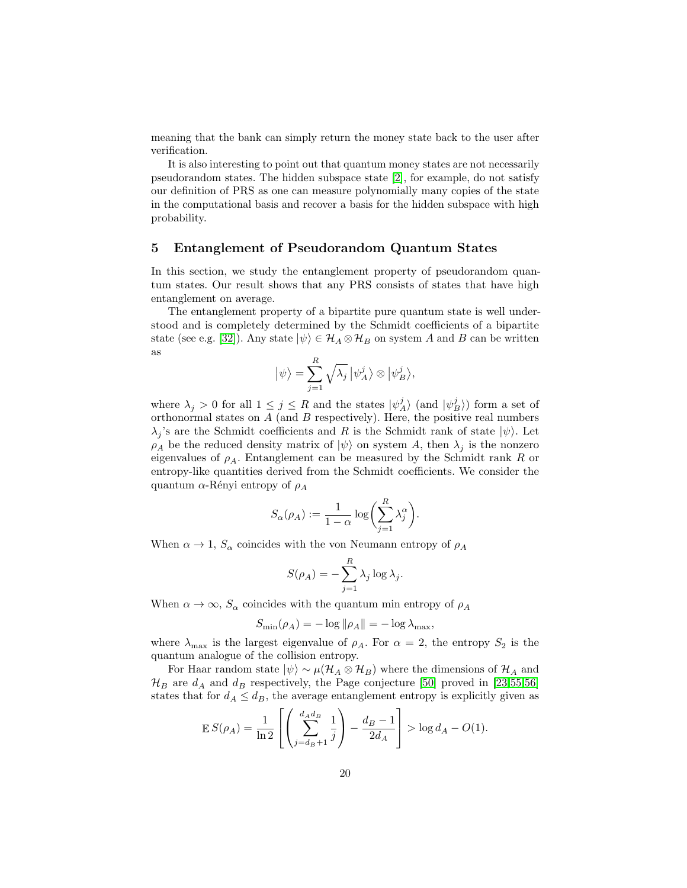meaning that the bank can simply return the money state back to the user after verification.

It is also interesting to point out that quantum money states are not necessarily pseudorandom states. The hidden subspace state [2], for example, do not satisfy our definition of PRS as one can measure polynomially many copies of the state in the computational basis and recover a basis for the hidden subspace with high probability.

## 5 Entanglement of Pseudorandom Quantum States

In this section, we study the entanglement property of pseudorandom quantum states. Our result shows that any PRS consists of states that have high entanglement on average.

The entanglement property of a bipartite pure quantum state is well understood and is completely determined by the Schmidt coefficients of a bipartite state (see e.g. [32]). Any state $|\psi\rangle \in \mathcal{H}_A \otimes \mathcal{H}_B$ on system $A$ and $B$ can be written as

$$|\psi\rangle = \sum_{j=1}^{R} \sqrt{\lambda_j}\, |\psi_A^j\rangle \otimes |\psi_B^j\rangle,$$

where $\lambda_j > 0$ for all $1 \leq j \leq R$ and the states $|\psi_A^j\rangle$ (and $|\psi_B^j\rangle$) form a set of orthonormal states on $A$ (and $B$ respectively). Here, the positive real numbers $\lambda_j$'s are the Schmidt coefficients and $R$ is the Schmidt rank of state $|\psi\rangle$. Let $\rho_A$ be the reduced density matrix of $|\psi\rangle$ on system $A$, then $\lambda_j$ is the nonzero eigenvalues of $\rho_A$. Entanglement can be measured by the Schmidt rank $R$ or entropy-like quantities derived from the Schmidt coefficients. We consider the quantum $\alpha$-Rényi entropy of $\rho_A$

$$S_\alpha(\rho_A) := \frac{1}{1-\alpha} \log\Bigg(\sum_{j=1}^{R} \lambda_j^\alpha\Bigg).$$

When $\alpha \to 1$, $S_\alpha$ coincides with the von Neumann entropy of $\rho_A$

$$S(\rho_A) = -\sum_{j=1}^{R} \lambda_j \log \lambda_j.$$

When $\alpha \to \infty$, $S_\alpha$ coincides with the quantum min entropy of $\rho_A$

$$S_{\min}(\rho_A) = -\log \|\rho_A\| = -\log \lambda_{\max},$$

where $\lambda_{\max}$ is the largest eigenvalue of $\rho_A$. For $\alpha = 2$, the entropy $S_2$ is the quantum analogue of the collision entropy.

For Haar random state $|\psi\rangle \sim \mu(\mathcal{H}_A \otimes \mathcal{H}_B)$ where the dimensions of $\mathcal{H}_A$ and $\mathcal{H}_B$ are $d_A$ and $d_B$ respectively, the Page conjecture [50] proved in [23,55,56] states that for $d_A \leq d_B$, the average entanglement entropy is explicitly given as

$$\mathbb{E}\, S(\rho_A) = \frac{1}{\ln 2}\left[\Bigg(\sum_{j=d_B+1}^{d_A d_B} \frac{1}{j}\Bigg) - \frac{d_B - 1}{2 d_A}\right] > \log d_A - O(1).$$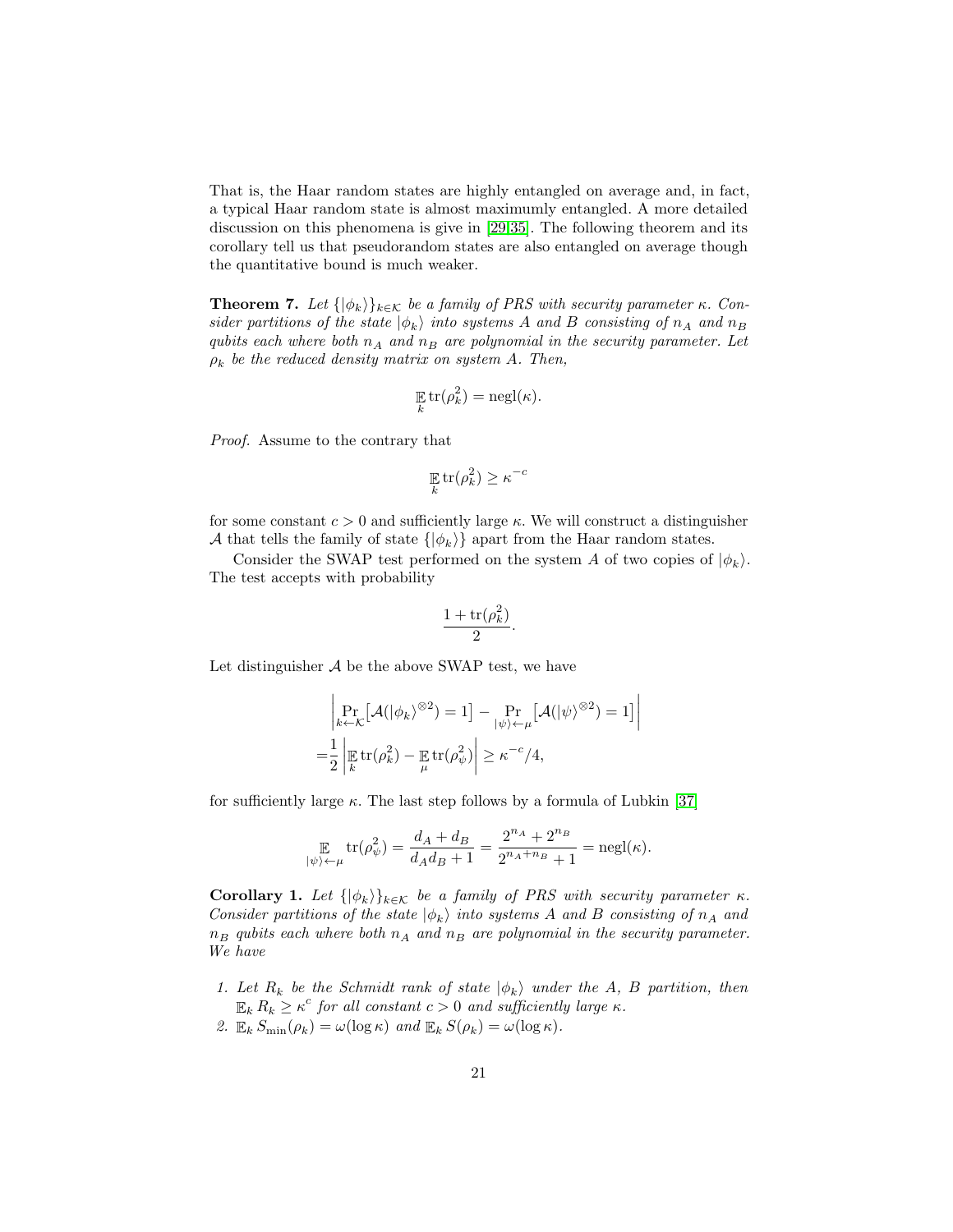That is, the Haar random states are highly entangled on average and, in fact, a typical Haar random state is almost maximumly entangled. A more detailed discussion on this phenomena is give in [29,35]. The following theorem and its corollary tell us that pseudorandom states are also entangled on average though the quantitative bound is much weaker.

**Theorem 7.** *Let $\{|\phi_k\rangle\}_{k\in\mathcal{K}}$ be a family of PRS with security parameter $\kappa$. Consider partitions of the state $|\phi_k\rangle$ into systems $A$ and $B$ consisting of $n_A$ and $n_B$ qubits each where both $n_A$ and $n_B$ are polynomial in the security parameter. Let $\rho_k$ be the reduced density matrix on system $A$. Then,*

$$\mathop{\mathbb{E}}_{k} \operatorname{tr}(\rho_k^2) = \operatorname{negl}(\kappa).$$

*Proof.* Assume to the contrary that

$$\mathop{\mathbb{E}}_{k} \operatorname{tr}(\rho_k^2) \geq \kappa^{-c}$$

for some constant $c > 0$ and sufficiently large $\kappa$. We will construct a distinguisher $\mathcal{A}$ that tells the family of state $\{|\phi_k\rangle\}$ apart from the Haar random states.

Consider the SWAP test performed on the system $A$ of two copies of $|\phi_k\rangle$. The test accepts with probability

$$\frac{1 + \operatorname{tr}(\rho_k^2)}{2}.$$

Let distinguisher $\mathcal{A}$ be the above SWAP test, we have

$$\begin{aligned}
&\left| \Pr_{k\leftarrow\mathcal{K}}\big[\mathcal{A}(|\phi_k\rangle^{\otimes 2}) = 1\big] - \Pr_{|\psi\rangle\leftarrow\mu}\big[\mathcal{A}(|\psi\rangle^{\otimes 2}) = 1\big] \right| \\
=&\frac{1}{2}\left| \mathop{\mathbb{E}}_{k} \operatorname{tr}(\rho_k^2) - \mathop{\mathbb{E}}_{\mu} \operatorname{tr}(\rho_\psi^2) \right| \geq \kappa^{-c}/4,
\end{aligned}$$

for sufficiently large $\kappa$. The last step follows by a formula of Lubkin [37]

$$\mathop{\mathbb{E}}_{|\psi\rangle\leftarrow\mu} \operatorname{tr}(\rho_\psi^2) = \frac{d_A + d_B}{d_A d_B + 1} = \frac{2^{n_A} + 2^{n_B}}{2^{n_A+n_B} + 1} = \operatorname{negl}(\kappa).$$

**Corollary 1.** *Let $\{|\phi_k\rangle\}_{k\in\mathcal{K}}$ be a family of PRS with security parameter $\kappa$. Consider partitions of the state $|\phi_k\rangle$ into systems $A$ and $B$ consisting of $n_A$ and $n_B$ qubits each where both $n_A$ and $n_B$ are polynomial in the security parameter. We have*

1. *Let $R_k$ be the Schmidt rank of state $|\phi_k\rangle$ under the $A$, $B$ partition, then $\mathbb{E}_k R_k \geq \kappa^c$ for all constant $c > 0$ and sufficiently large $\kappa$.*
2. *$\mathbb{E}_k S_{\min}(\rho_k) = \omega(\log\kappa)$ and $\mathbb{E}_k S(\rho_k) = \omega(\log\kappa)$.*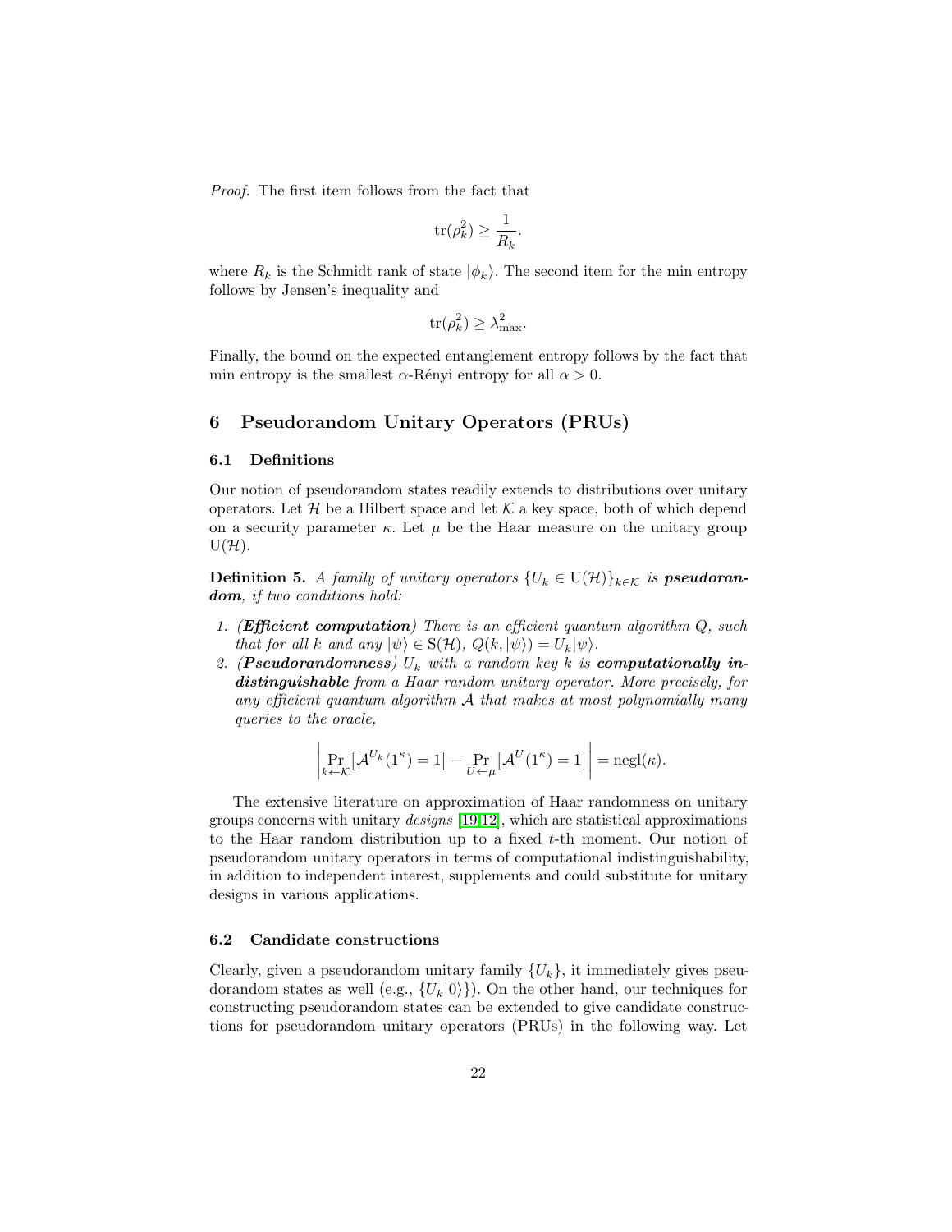*Proof.* The first item follows from the fact that

$$\operatorname{tr}(\rho_k^2) \geq \frac{1}{R_k}.$$

where $R_k$ is the Schmidt rank of state $|\phi_k\rangle$. The second item for the min entropy follows by Jensen's inequality and

$$\operatorname{tr}(\rho_k^2) \geq \lambda_{\max}^2.$$

Finally, the bound on the expected entanglement entropy follows by the fact that min entropy is the smallest $\alpha$-Rényi entropy for all $\alpha > 0$.

## 6 Pseudorandom Unitary Operators (PRUs)

### 6.1 Definitions

Our notion of pseudorandom states readily extends to distributions over unitary operators. Let $\mathcal{H}$ be a Hilbert space and let $\mathcal{K}$ a key space, both of which depend on a security parameter $\kappa$. Let $\mu$ be the Haar measure on the unitary group $\mathrm{U}(\mathcal{H})$.

**Definition 5.** *A family of unitary operators $\{U_k \in \mathrm{U}(\mathcal{H})\}_{k\in\mathcal{K}}$ is **pseudorandom**, if two conditions hold:*

1. *(**Efficient computation**) There is an efficient quantum algorithm $Q$, such that for all $k$ and any $|\psi\rangle \in \mathrm{S}(\mathcal{H})$, $Q(k, |\psi\rangle) = U_k|\psi\rangle$.*
2. *(**Pseudorandomness**) $U_k$ with a random key $k$ is **computationally indistinguishable** from a Haar random unitary operator. More precisely, for any efficient quantum algorithm $\mathcal{A}$ that makes at most polynomially many queries to the oracle,*

$$\left| \Pr_{k\leftarrow\mathcal{K}}\left[\mathcal{A}^{U_k}(1^\kappa) = 1\right] - \Pr_{U\leftarrow\mu}\left[\mathcal{A}^{U}(1^\kappa) = 1\right] \right| = \operatorname{negl}(\kappa).$$

The extensive literature on approximation of Haar randomness on unitary groups concerns with unitary *designs* [19,12], which are statistical approximations to the Haar random distribution up to a fixed $t$-th moment. Our notion of pseudorandom unitary operators in terms of computational indistinguishability, in addition to independent interest, supplements and could substitute for unitary designs in various applications.

### 6.2 Candidate constructions

Clearly, given a pseudorandom unitary family $\{U_k\}$, it immediately gives pseudorandom states as well (e.g., $\{U_k|0\rangle\}$). On the other hand, our techniques for constructing pseudorandom states can be extended to give candidate constructions for pseudorandom unitary operators (PRUs) in the following way. Let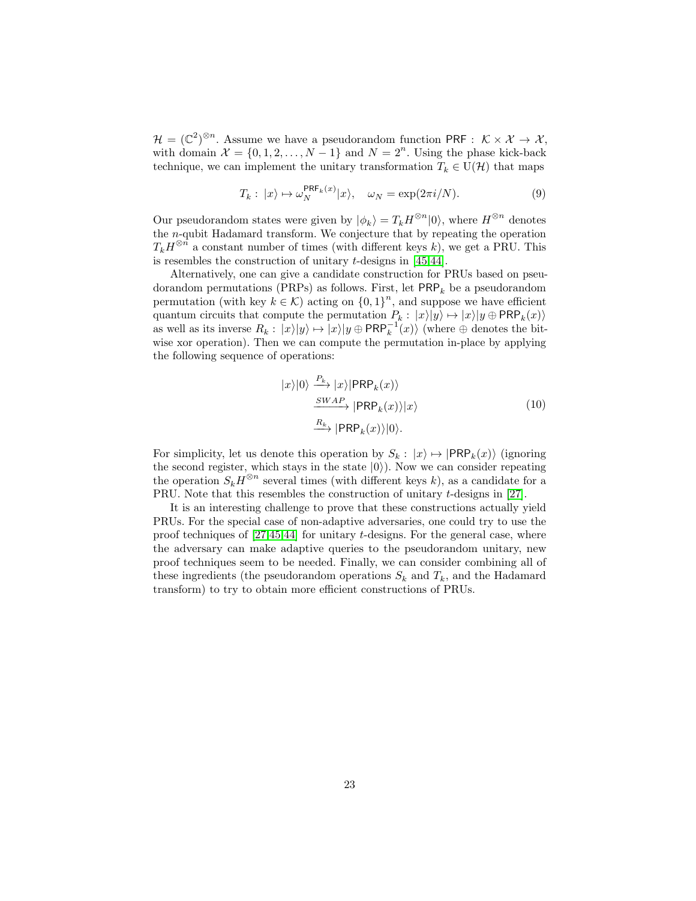$\mathcal{H} = (\mathbb{C}^2)^{\otimes n}$. Assume we have a pseudorandom function $\mathsf{PRF} : \mathcal{K} \times \mathcal{X} \to \mathcal{X}$, with domain $\mathcal{X} = \{0, 1, 2, \ldots, N-1\}$ and $N = 2^n$. Using the phase kick-back technique, we can implement the unitary transformation $T_k \in \mathrm{U}(\mathcal{H})$ that maps

$$T_k : |x\rangle \mapsto \omega_N^{\mathsf{PRF}_k(x)} |x\rangle, \quad \omega_N = \exp(2\pi i/N). \tag{9}$$

Our pseudorandom states were given by $|\phi_k\rangle = T_k H^{\otimes n}|0\rangle$, where $H^{\otimes n}$ denotes the $n$-qubit Hadamard transform. We conjecture that by repeating the operation $T_k H^{\otimes n}$ a constant number of times (with different keys $k$), we get a PRU. This is resembles the construction of unitary $t$-designs in [45,44].

Alternatively, one can give a candidate construction for PRUs based on pseudorandom permutations (PRPs) as follows. First, let $\mathsf{PRP}_k$ be a pseudorandom permutation (with key $k \in \mathcal{K}$) acting on $\{0,1\}^n$, and suppose we have efficient quantum circuits that compute the permutation $P_k : |x\rangle|y\rangle \mapsto |x\rangle|y \oplus \mathsf{PRP}_k(x)\rangle$ as well as its inverse $R_k : |x\rangle|y\rangle \mapsto |x\rangle|y \oplus \mathsf{PRP}_k^{-1}(x)\rangle$ (where $\oplus$ denotes the bit-wise xor operation). Then we can compute the permutation in-place by applying the following sequence of operations:

$$\begin{aligned} |x\rangle|0\rangle &\xrightarrow{P_k} |x\rangle|\mathsf{PRP}_k(x)\rangle \\ &\xrightarrow{SWAP} |\mathsf{PRP}_k(x)\rangle|x\rangle \\ &\xrightarrow{R_k} |\mathsf{PRP}_k(x)\rangle|0\rangle. \end{aligned} \tag{10}$$

For simplicity, let us denote this operation by $S_k : |x\rangle \mapsto |\mathsf{PRP}_k(x)\rangle$ (ignoring the second register, which stays in the state $|0\rangle$). Now we can consider repeating the operation $S_k H^{\otimes n}$ several times (with different keys $k$), as a candidate for a PRU. Note that this resembles the construction of unitary $t$-designs in [27].

It is an interesting challenge to prove that these constructions actually yield PRUs. For the special case of non-adaptive adversaries, one could try to use the proof techniques of [27,45,44] for unitary $t$-designs. For the general case, where the adversary can make adaptive queries to the pseudorandom unitary, new proof techniques seem to be needed. Finally, we can consider combining all of these ingredients (the pseudorandom operations $S_k$ and $T_k$, and the Hadamard transform) to try to obtain more efficient constructions of PRUs.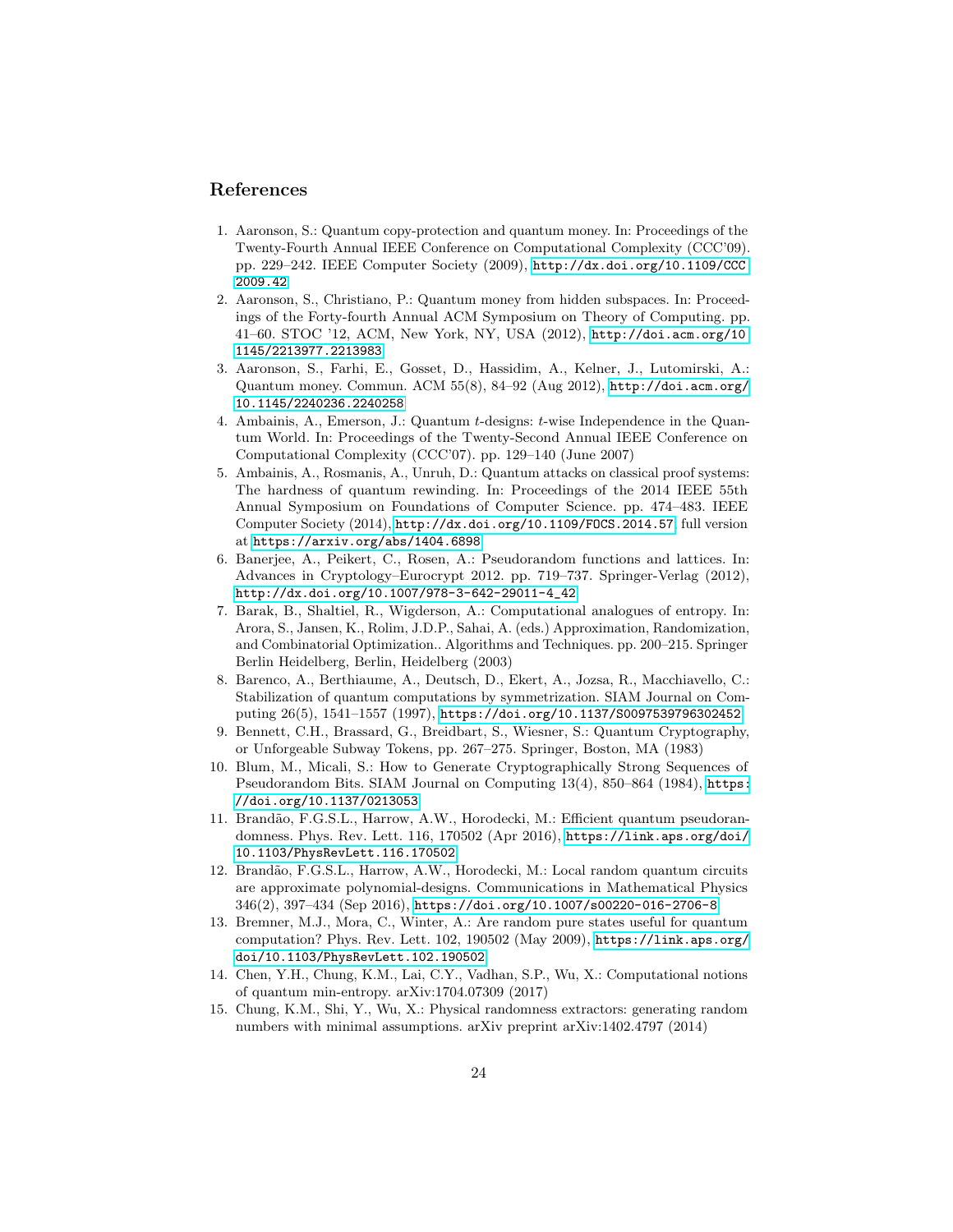## References

1. Aaronson, S.: Quantum copy-protection and quantum money. In: Proceedings of the Twenty-Fourth Annual IEEE Conference on Computational Complexity (CCC'09). pp. 229–242. IEEE Computer Society (2009), http://dx.doi.org/10.1109/CCC.2009.42
2. Aaronson, S., Christiano, P.: Quantum money from hidden subspaces. In: Proceedings of the Forty-fourth Annual ACM Symposium on Theory of Computing. pp. 41–60. STOC '12, ACM, New York, NY, USA (2012), http://doi.acm.org/10.1145/2213977.2213983
3. Aaronson, S., Farhi, E., Gosset, D., Hassidim, A., Kelner, J., Lutomirski, A.: Quantum money. Commun. ACM 55(8), 84–92 (Aug 2012), http://doi.acm.org/10.1145/2240236.2240258
4. Ambainis, A., Emerson, J.: Quantum $t$-designs: $t$-wise Independence in the Quantum World. In: Proceedings of the Twenty-Second Annual IEEE Conference on Computational Complexity (CCC'07). pp. 129–140 (June 2007)
5. Ambainis, A., Rosmanis, A., Unruh, D.: Quantum attacks on classical proof systems: The hardness of quantum rewinding. In: Proceedings of the 2014 IEEE 55th Annual Symposium on Foundations of Computer Science. pp. 474–483. IEEE Computer Society (2014), http://dx.doi.org/10.1109/FOCS.2014.57, full version at https://arxiv.org/abs/1404.6898
6. Banerjee, A., Peikert, C., Rosen, A.: Pseudorandom functions and lattices. In: Advances in Cryptology–Eurocrypt 2012. pp. 719–737. Springer-Verlag (2012), http://dx.doi.org/10.1007/978-3-642-29011-4_42
7. Barak, B., Shaltiel, R., Wigderson, A.: Computational analogues of entropy. In: Arora, S., Jansen, K., Rolim, J.D.P., Sahai, A. (eds.) Approximation, Randomization, and Combinatorial Optimization.. Algorithms and Techniques. pp. 200–215. Springer Berlin Heidelberg, Berlin, Heidelberg (2003)
8. Barenco, A., Berthiaume, A., Deutsch, D., Ekert, A., Jozsa, R., Macchiavello, C.: Stabilization of quantum computations by symmetrization. SIAM Journal on Computing 26(5), 1541–1557 (1997), https://doi.org/10.1137/S0097539796302452
9. Bennett, C.H., Brassard, G., Breidbart, S., Wiesner, S.: Quantum Cryptography, or Unforgeable Subway Tokens, pp. 267–275. Springer, Boston, MA (1983)
10. Blum, M., Micali, S.: How to Generate Cryptographically Strong Sequences of Pseudorandom Bits. SIAM Journal on Computing 13(4), 850–864 (1984), https://doi.org/10.1137/0213053
11. Brandão, F.G.S.L., Harrow, A.W., Horodecki, M.: Efficient quantum pseudorandomness. Phys. Rev. Lett. 116, 170502 (Apr 2016), https://link.aps.org/doi/10.1103/PhysRevLett.116.170502
12. Brandão, F.G.S.L., Harrow, A.W., Horodecki, M.: Local random quantum circuits are approximate polynomial-designs. Communications in Mathematical Physics 346(2), 397–434 (Sep 2016), https://doi.org/10.1007/s00220-016-2706-8
13. Bremner, M.J., Mora, C., Winter, A.: Are random pure states useful for quantum computation? Phys. Rev. Lett. 102, 190502 (May 2009), https://link.aps.org/doi/10.1103/PhysRevLett.102.190502
14. Chen, Y.H., Chung, K.M., Lai, C.Y., Vadhan, S.P., Wu, X.: Computational notions of quantum min-entropy. arXiv:1704.07309 (2017)
15. Chung, K.M., Shi, Y., Wu, X.: Physical randomness extractors: generating random numbers with minimal assumptions. arXiv preprint arXiv:1402.4797 (2014)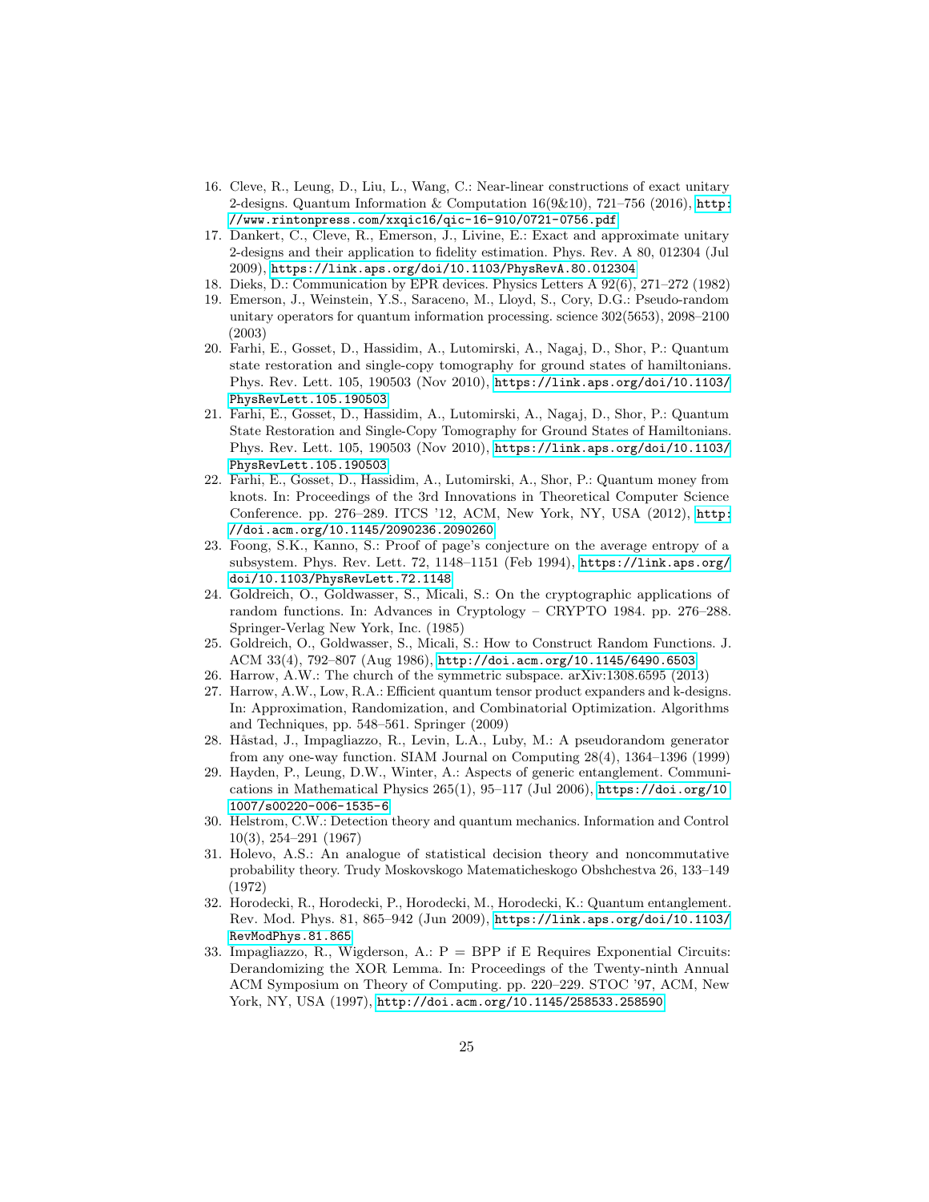16. Cleve, R., Leung, D., Liu, L., Wang, C.: Near-linear constructions of exact unitary 2-designs. Quantum Information & Computation 16(9&10), 721–756 (2016), http://www.rintonpress.com/xxqic16/qic-16-910/0721-0756.pdf
17. Dankert, C., Cleve, R., Emerson, J., Livine, E.: Exact and approximate unitary 2-designs and their application to fidelity estimation. Phys. Rev. A 80, 012304 (Jul 2009), https://link.aps.org/doi/10.1103/PhysRevA.80.012304
18. Dieks, D.: Communication by EPR devices. Physics Letters A 92(6), 271–272 (1982)
19. Emerson, J., Weinstein, Y.S., Saraceno, M., Lloyd, S., Cory, D.G.: Pseudo-random unitary operators for quantum information processing. science 302(5653), 2098–2100 (2003)
20. Farhi, E., Gosset, D., Hassidim, A., Lutomirski, A., Nagaj, D., Shor, P.: Quantum state restoration and single-copy tomography for ground states of hamiltonians. Phys. Rev. Lett. 105, 190503 (Nov 2010), https://link.aps.org/doi/10.1103/PhysRevLett.105.190503
21. Farhi, E., Gosset, D., Hassidim, A., Lutomirski, A., Nagaj, D., Shor, P.: Quantum State Restoration and Single-Copy Tomography for Ground States of Hamiltonians. Phys. Rev. Lett. 105, 190503 (Nov 2010), https://link.aps.org/doi/10.1103/PhysRevLett.105.190503
22. Farhi, E., Gosset, D., Hassidim, A., Lutomirski, A., Shor, P.: Quantum money from knots. In: Proceedings of the 3rd Innovations in Theoretical Computer Science Conference. pp. 276–289. ITCS '12, ACM, New York, NY, USA (2012), http://doi.acm.org/10.1145/2090236.2090260
23. Foong, S.K., Kanno, S.: Proof of page's conjecture on the average entropy of a subsystem. Phys. Rev. Lett. 72, 1148–1151 (Feb 1994), https://link.aps.org/doi/10.1103/PhysRevLett.72.1148
24. Goldreich, O., Goldwasser, S., Micali, S.: On the cryptographic applications of random functions. In: Advances in Cryptology – CRYPTO 1984. pp. 276–288. Springer-Verlag New York, Inc. (1985)
25. Goldreich, O., Goldwasser, S., Micali, S.: How to Construct Random Functions. J. ACM 33(4), 792–807 (Aug 1986), http://doi.acm.org/10.1145/6490.6503
26. Harrow, A.W.: The church of the symmetric subspace. arXiv:1308.6595 (2013)
27. Harrow, A.W., Low, R.A.: Efficient quantum tensor product expanders and k-designs. In: Approximation, Randomization, and Combinatorial Optimization. Algorithms and Techniques, pp. 548–561. Springer (2009)
28. Håstad, J., Impagliazzo, R., Levin, L.A., Luby, M.: A pseudorandom generator from any one-way function. SIAM Journal on Computing 28(4), 1364–1396 (1999)
29. Hayden, P., Leung, D.W., Winter, A.: Aspects of generic entanglement. Communications in Mathematical Physics 265(1), 95–117 (Jul 2006), https://doi.org/10.1007/s00220-006-1535-6
30. Helstrom, C.W.: Detection theory and quantum mechanics. Information and Control 10(3), 254–291 (1967)
31. Holevo, A.S.: An analogue of statistical decision theory and noncommutative probability theory. Trudy Moskovskogo Matematicheskogo Obshchestva 26, 133–149 (1972)
32. Horodecki, R., Horodecki, P., Horodecki, M., Horodecki, K.: Quantum entanglement. Rev. Mod. Phys. 81, 865–942 (Jun 2009), https://link.aps.org/doi/10.1103/RevModPhys.81.865
33. Impagliazzo, R., Wigderson, A.: P = BPP if E Requires Exponential Circuits: Derandomizing the XOR Lemma. In: Proceedings of the Twenty-ninth Annual ACM Symposium on Theory of Computing. pp. 220–229. STOC '97, ACM, New York, NY, USA (1997), http://doi.acm.org/10.1145/258533.258590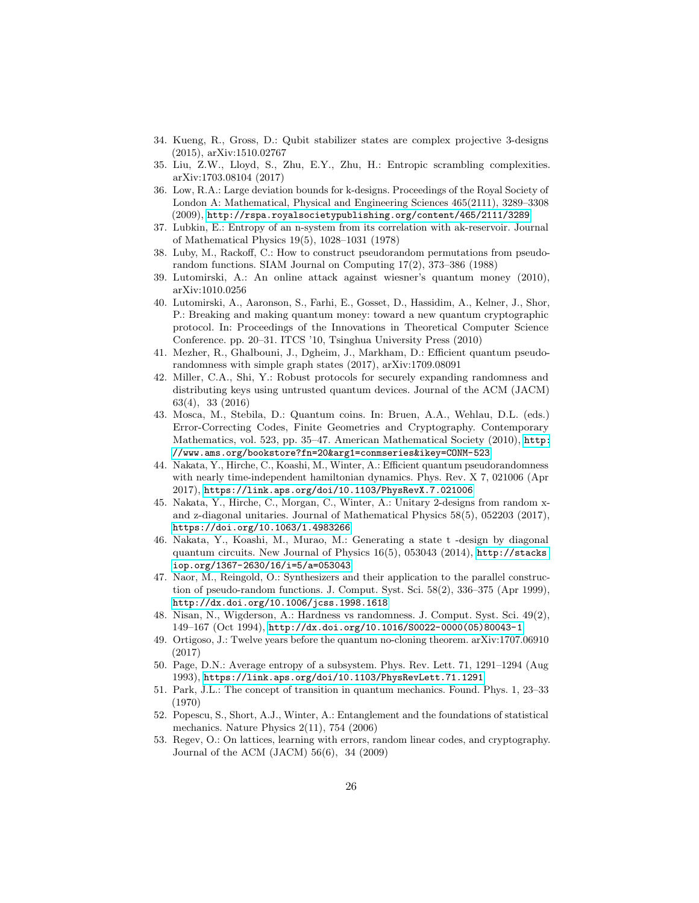34. Kueng, R., Gross, D.: Qubit stabilizer states are complex projective 3-designs (2015), arXiv:1510.02767
35. Liu, Z.W., Lloyd, S., Zhu, E.Y., Zhu, H.: Entropic scrambling complexities. arXiv:1703.08104 (2017)
36. Low, R.A.: Large deviation bounds for k-designs. Proceedings of the Royal Society of London A: Mathematical, Physical and Engineering Sciences 465(2111), 3289–3308 (2009), http://rspa.royalsocietypublishing.org/content/465/2111/3289
37. Lubkin, E.: Entropy of an n-system from its correlation with ak-reservoir. Journal of Mathematical Physics 19(5), 1028–1031 (1978)
38. Luby, M., Rackoff, C.: How to construct pseudorandom permutations from pseudorandom functions. SIAM Journal on Computing 17(2), 373–386 (1988)
39. Lutomirski, A.: An online attack against wiesner's quantum money (2010), arXiv:1010.0256
40. Lutomirski, A., Aaronson, S., Farhi, E., Gosset, D., Hassidim, A., Kelner, J., Shor, P.: Breaking and making quantum money: toward a new quantum cryptographic protocol. In: Proceedings of the Innovations in Theoretical Computer Science Conference. pp. 20–31. ITCS '10, Tsinghua University Press (2010)
41. Mezher, R., Ghalbouni, J., Dgheim, J., Markham, D.: Efficient quantum pseudorandomness with simple graph states (2017), arXiv:1709.08091
42. Miller, C.A., Shi, Y.: Robust protocols for securely expanding randomness and distributing keys using untrusted quantum devices. Journal of the ACM (JACM) 63(4), 33 (2016)
43. Mosca, M., Stebila, D.: Quantum coins. In: Bruen, A.A., Wehlau, D.L. (eds.) Error-Correcting Codes, Finite Geometries and Cryptography. Contemporary Mathematics, vol. 523, pp. 35–47. American Mathematical Society (2010), http://www.ams.org/bookstore?fn=20&arg1=conmseries&ikey=CONM-523
44. Nakata, Y., Hirche, C., Koashi, M., Winter, A.: Efficient quantum pseudorandomness with nearly time-independent hamiltonian dynamics. Phys. Rev. X 7, 021006 (Apr 2017), https://link.aps.org/doi/10.1103/PhysRevX.7.021006
45. Nakata, Y., Hirche, C., Morgan, C., Winter, A.: Unitary 2-designs from random x- and z-diagonal unitaries. Journal of Mathematical Physics 58(5), 052203 (2017), https://doi.org/10.1063/1.4983266
46. Nakata, Y., Koashi, M., Murao, M.: Generating a state t -design by diagonal quantum circuits. New Journal of Physics 16(5), 053043 (2014), http://stacks.iop.org/1367-2630/16/i=5/a=053043
47. Naor, M., Reingold, O.: Synthesizers and their application to the parallel construction of pseudo-random functions. J. Comput. Syst. Sci. 58(2), 336–375 (Apr 1999), http://dx.doi.org/10.1006/jcss.1998.1618
48. Nisan, N., Wigderson, A.: Hardness vs randomness. J. Comput. Syst. Sci. 49(2), 149–167 (Oct 1994), http://dx.doi.org/10.1016/S0022-0000(05)80043-1
49. Ortigoso, J.: Twelve years before the quantum no-cloning theorem. arXiv:1707.06910 (2017)
50. Page, D.N.: Average entropy of a subsystem. Phys. Rev. Lett. 71, 1291–1294 (Aug 1993), https://link.aps.org/doi/10.1103/PhysRevLett.71.1291
51. Park, J.L.: The concept of transition in quantum mechanics. Found. Phys. 1, 23–33 (1970)
52. Popescu, S., Short, A.J., Winter, A.: Entanglement and the foundations of statistical mechanics. Nature Physics 2(11), 754 (2006)
53. Regev, O.: On lattices, learning with errors, random linear codes, and cryptography. Journal of the ACM (JACM) 56(6), 34 (2009)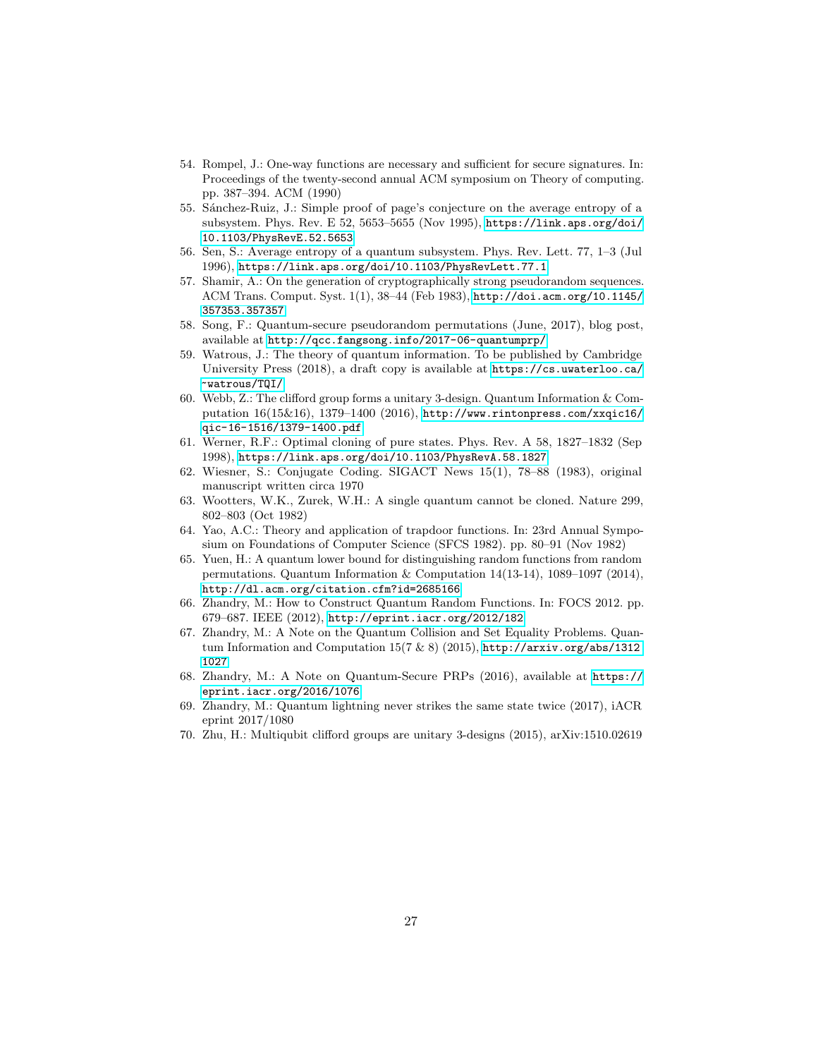54. Rompel, J.: One-way functions are necessary and sufficient for secure signatures. In: Proceedings of the twenty-second annual ACM symposium on Theory of computing. pp. 387–394. ACM (1990)
55. Sánchez-Ruiz, J.: Simple proof of page's conjecture on the average entropy of a subsystem. Phys. Rev. E 52, 5653–5655 (Nov 1995), https://link.aps.org/doi/10.1103/PhysRevE.52.5653
56. Sen, S.: Average entropy of a quantum subsystem. Phys. Rev. Lett. 77, 1–3 (Jul 1996), https://link.aps.org/doi/10.1103/PhysRevLett.77.1
57. Shamir, A.: On the generation of cryptographically strong pseudorandom sequences. ACM Trans. Comput. Syst. 1(1), 38–44 (Feb 1983), http://doi.acm.org/10.1145/357353.357357
58. Song, F.: Quantum-secure pseudorandom permutations (June, 2017), blog post, available at http://qcc.fangsong.info/2017-06-quantumprp/
59. Watrous, J.: The theory of quantum information. To be published by Cambridge University Press (2018), a draft copy is available at https://cs.uwaterloo.ca/~watrous/TQI/
60. Webb, Z.: The clifford group forms a unitary 3-design. Quantum Information & Computation 16(15&16), 1379–1400 (2016), http://www.rintonpress.com/xxqic16/qic-16-1516/1379-1400.pdf
61. Werner, R.F.: Optimal cloning of pure states. Phys. Rev. A 58, 1827–1832 (Sep 1998), https://link.aps.org/doi/10.1103/PhysRevA.58.1827
62. Wiesner, S.: Conjugate Coding. SIGACT News 15(1), 78–88 (1983), original manuscript written circa 1970
63. Wootters, W.K., Zurek, W.H.: A single quantum cannot be cloned. Nature 299, 802–803 (Oct 1982)
64. Yao, A.C.: Theory and application of trapdoor functions. In: 23rd Annual Symposium on Foundations of Computer Science (SFCS 1982). pp. 80–91 (Nov 1982)
65. Yuen, H.: A quantum lower bound for distinguishing random functions from random permutations. Quantum Information & Computation 14(13-14), 1089–1097 (2014), http://dl.acm.org/citation.cfm?id=2685166
66. Zhandry, M.: How to Construct Quantum Random Functions. In: FOCS 2012. pp. 679–687. IEEE (2012), http://eprint.iacr.org/2012/182
67. Zhandry, M.: A Note on the Quantum Collision and Set Equality Problems. Quantum Information and Computation 15(7 & 8) (2015), http://arxiv.org/abs/1312.1027
68. Zhandry, M.: A Note on Quantum-Secure PRPs (2016), available at https://eprint.iacr.org/2016/1076
69. Zhandry, M.: Quantum lightning never strikes the same state twice (2017), iACR eprint 2017/1080
70. Zhu, H.: Multiqubit clifford groups are unitary 3-designs (2015), arXiv:1510.02619